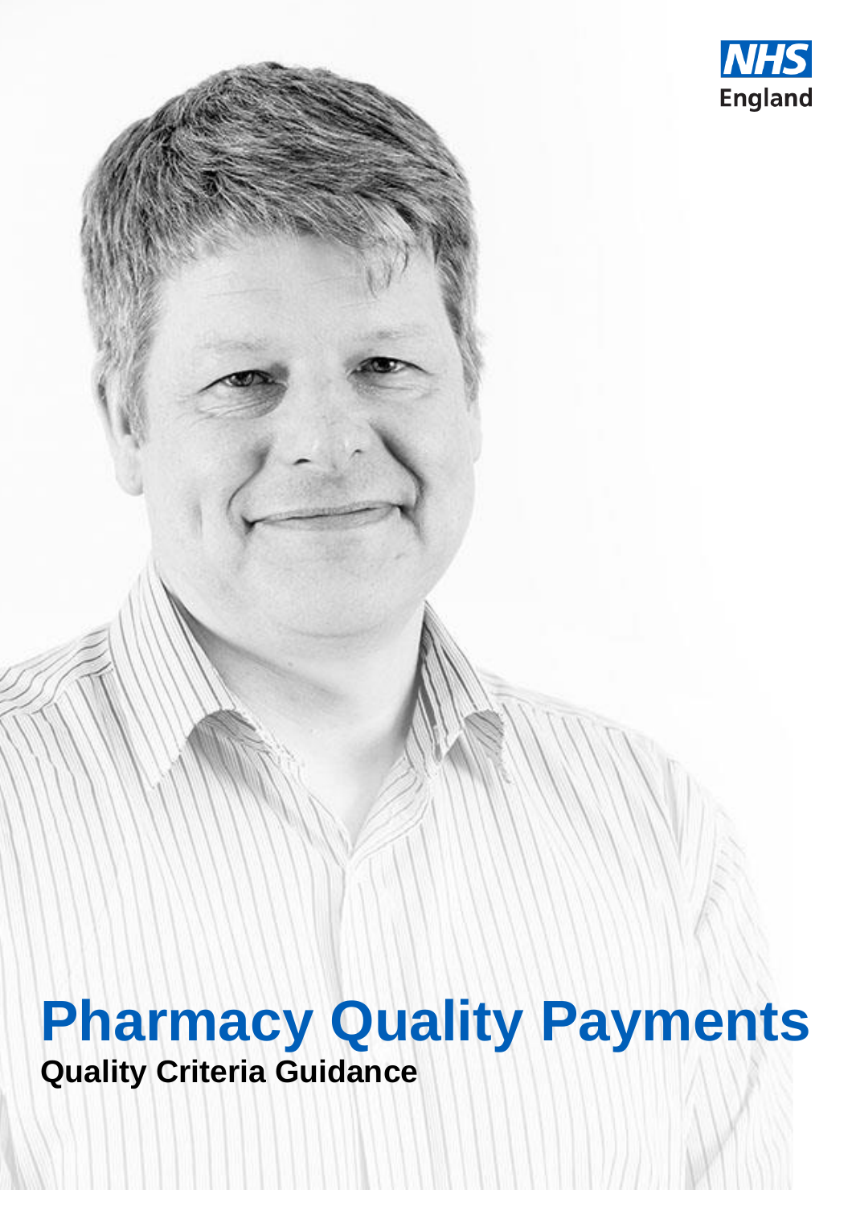NHS England

# Pharmacy Quality Payments

## Quality Criteria Guidance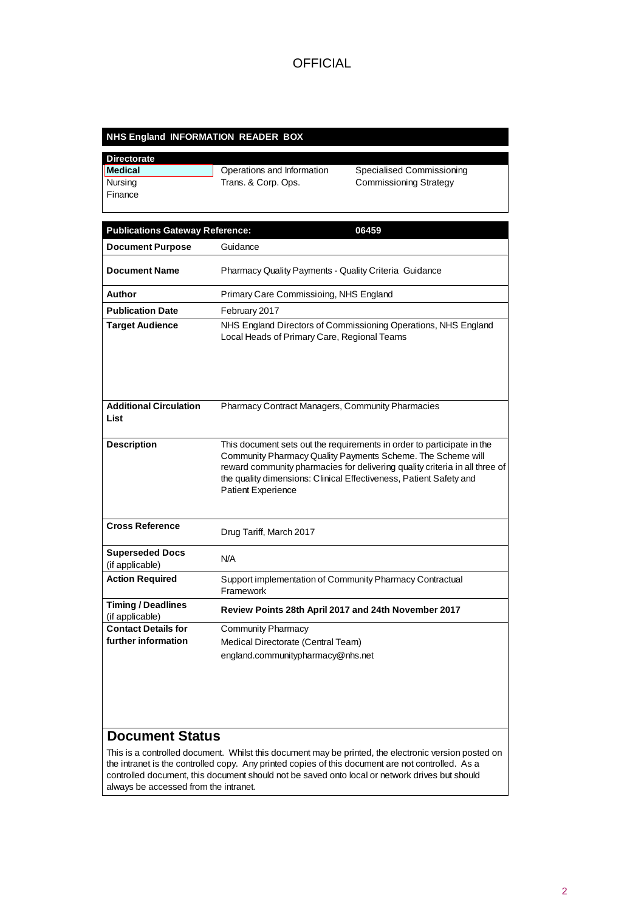OFFICIAL

## NHS England INFORMATION READER BOX

| Directorate | | |
|---|---|---|
| **Medical** | Operations and Information | Specialised Commissioning |
| Nursing | Trans. & Corp. Ops. | Commissioning Strategy |
| Finance | | |

| **Publications Gateway Reference:** | **06459** |
|---|---|
| **Document Purpose** | Guidance |
| **Document Name** | Pharmacy Quality Payments - Quality Criteria Guidance |
| **Author** | Primary Care Commissioing, NHS England |
| **Publication Date** | February 2017 |
| **Target Audience** | NHS England Directors of Commissioning Operations, NHS England Local Heads of Primary Care, Regional Teams |
| **Additional Circulation List** | Pharmacy Contract Managers, Community Pharmacies |
| **Description** | This document sets out the requirements in order to participate in the Community Pharmacy Quality Payments Scheme. The Scheme will reward community pharmacies for delivering quality criteria in all three of the quality dimensions: Clinical Effectiveness, Patient Safety and Patient Experience |
| **Cross Reference** | Drug Tariff, March 2017 |
| **Superseded Docs** (if applicable) | N/A |
| **Action Required** | Support implementation of Community Pharmacy Contractual Framework |
| **Timing / Deadlines** (if applicable) | **Review Points 28th April 2017 and 24th November 2017** |
| **Contact Details for further information** | Community Pharmacy<br>Medical Directorate (Central Team)<br>england.communitypharmacy@nhs.net |

## Document Status

This is a controlled document. Whilst this document may be printed, the electronic version posted on the intranet is the controlled copy. Any printed copies of this document are not controlled. As a controlled document, this document should not be saved onto local or network drives but should always be accessed from the intranet.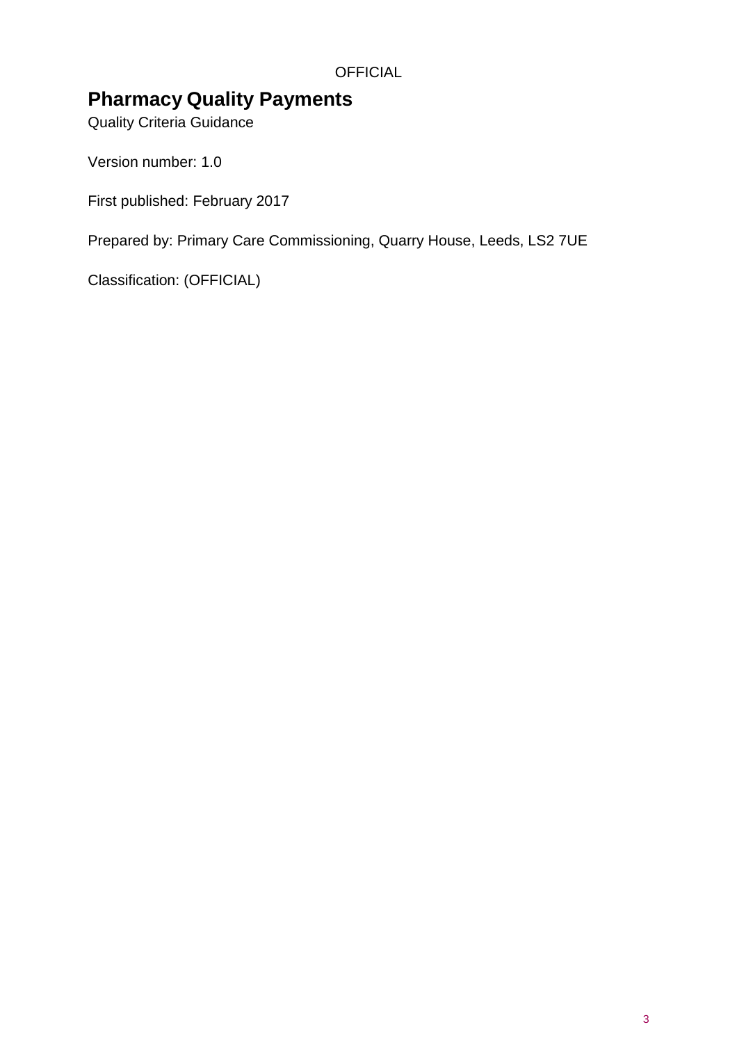# Pharmacy Quality Payments

Quality Criteria Guidance

Version number: 1.0

First published: February 2017

Prepared by: Primary Care Commissioning, Quarry House, Leeds, LS2 7UE

Classification: (OFFICIAL)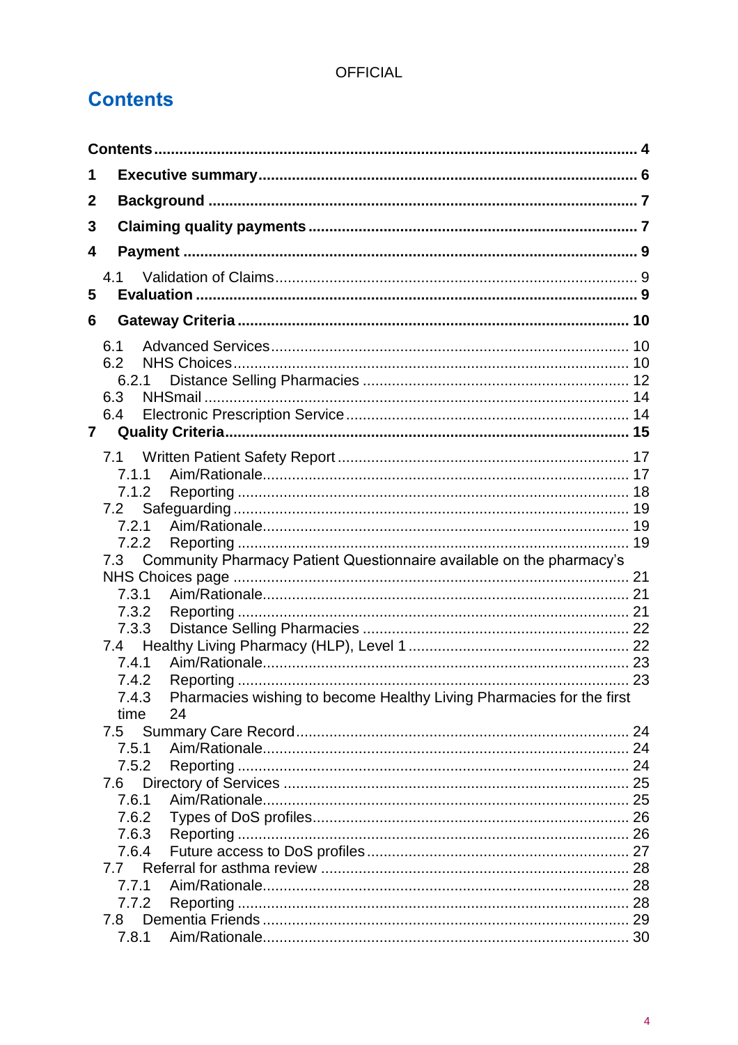OFFICIAL

# Contents

**Contents** ........................................................................................................ **4**

**1 Executive summary** ........................................................................................ **6**

**2 Background** .................................................................................................. **7**

**3 Claiming quality payments** ............................................................................. **7**

**4 Payment** ........................................................................................................ **9**

- 4.1 Validation of Claims ................................................................................... 9

**5 Evaluation** ...................................................................................................... **9**

**6 Gateway Criteria** ........................................................................................... **10**

- 6.1 Advanced Services ................................................................................... 10
- 6.2 NHS Choices ............................................................................................ 10
  - 6.2.1 Distance Selling Pharmacies .............................................................. 12
- 6.3 NHSmail ................................................................................................... 14
- 6.4 Electronic Prescription Service .................................................................. 14

**7 Quality Criteria** ............................................................................................. **15**

- 7.1 Written Patient Safety Report .................................................................... 17
  - 7.1.1 Aim/Rationale ..................................................................................... 17
  - 7.1.2 Reporting ........................................................................................... 18
- 7.2 Safeguarding ............................................................................................ 19
  - 7.2.1 Aim/Rationale ..................................................................................... 19
  - 7.2.2 Reporting ........................................................................................... 19
- 7.3 Community Pharmacy Patient Questionnaire available on the pharmacy's NHS Choices page ............................................................................................ 21
  - 7.3.1 Aim/Rationale ..................................................................................... 21
  - 7.3.2 Reporting ........................................................................................... 21
  - 7.3.3 Distance Selling Pharmacies .............................................................. 22
- 7.4 Healthy Living Pharmacy (HLP), Level 1 ................................................... 22
  - 7.4.1 Aim/Rationale ..................................................................................... 23
  - 7.4.2 Reporting ........................................................................................... 23
  - 7.4.3 Pharmacies wishing to become Healthy Living Pharmacies for the first time 24
- 7.5 Summary Care Record ............................................................................. 24
  - 7.5.1 Aim/Rationale ..................................................................................... 24
  - 7.5.2 Reporting ........................................................................................... 24
- 7.6 Directory of Services ................................................................................ 25
  - 7.6.1 Aim/Rationale ..................................................................................... 25
  - 7.6.2 Types of DoS profiles .......................................................................... 26
  - 7.6.3 Reporting ........................................................................................... 26
  - 7.6.4 Future access to DoS profiles ............................................................. 27
- 7.7 Referral for asthma review ....................................................................... 28
  - 7.7.1 Aim/Rationale ..................................................................................... 28
  - 7.7.2 Reporting ........................................................................................... 28
- 7.8 Dementia Friends ..................................................................................... 29
  - 7.8.1 Aim/Rationale ..................................................................................... 30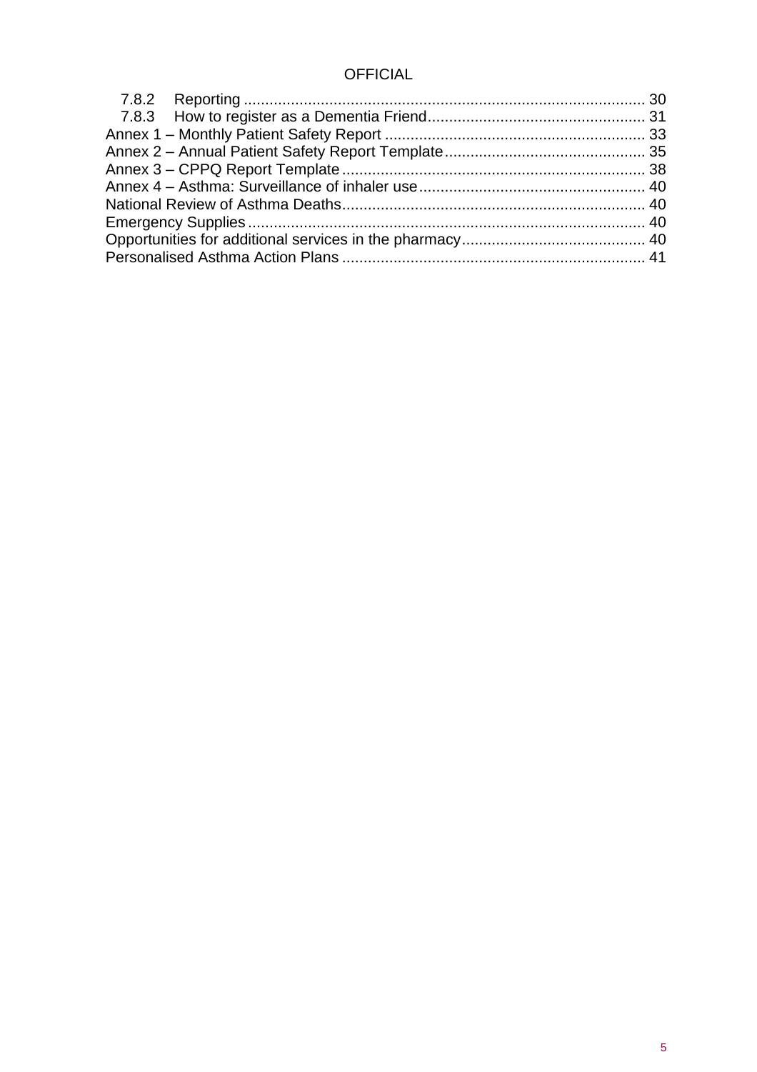7.8.2 Reporting ............................................................................................. 30
7.8.3 How to register as a Dementia Friend................................................... 31
Annex 1 – Monthly Patient Safety Report ............................................................ 33
Annex 2 – Annual Patient Safety Report Template.............................................. 35
Annex 3 – CPPQ Report Template ...................................................................... 38
Annex 4 – Asthma: Surveillance of inhaler use.................................................... 40
National Review of Asthma Deaths...................................................................... 40
Emergency Supplies............................................................................................ 40
Opportunities for additional services in the pharmacy........................................... 40
Personalised Asthma Action Plans ...................................................................... 41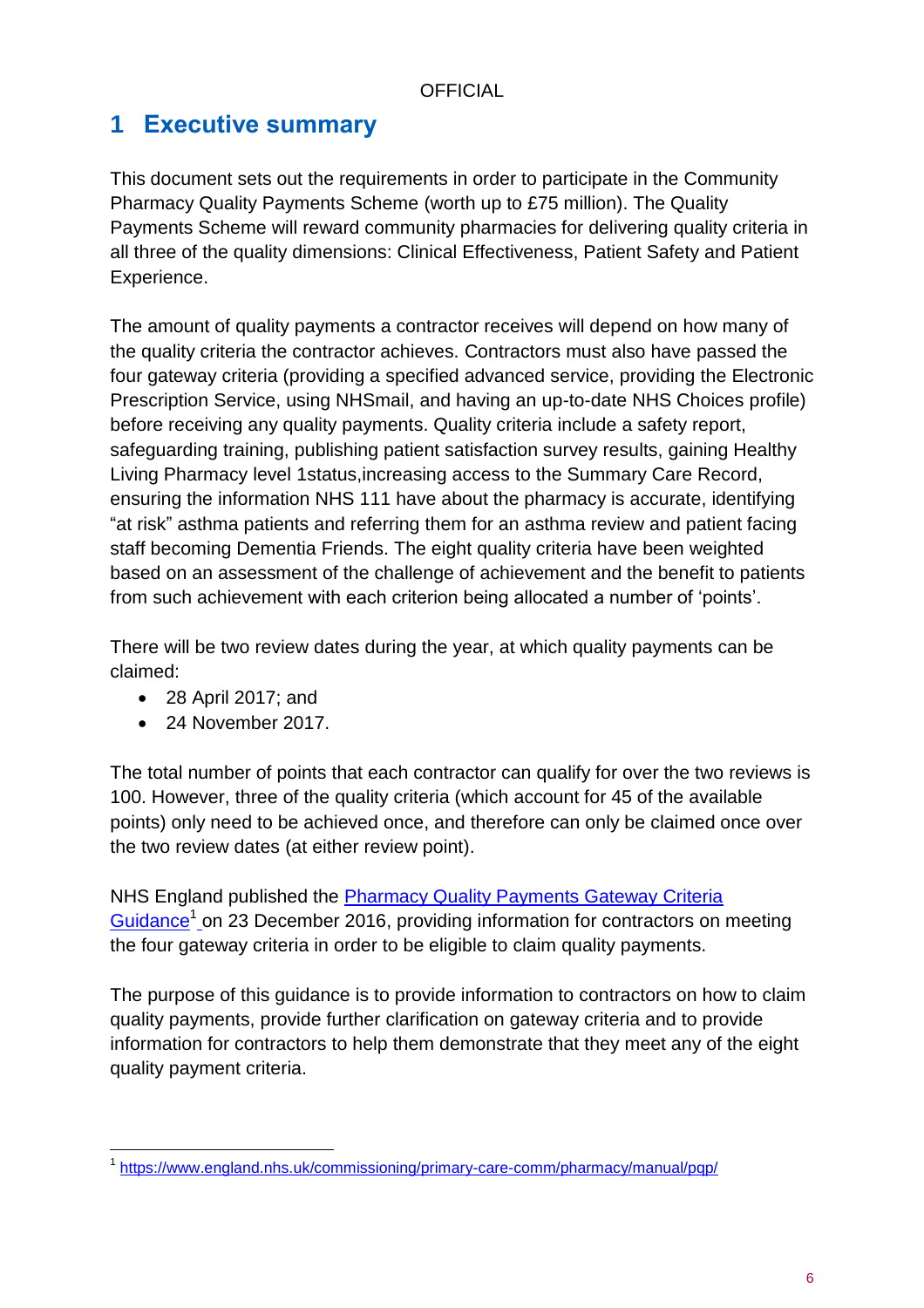# 1 Executive summary

This document sets out the requirements in order to participate in the Community Pharmacy Quality Payments Scheme (worth up to £75 million). The Quality Payments Scheme will reward community pharmacies for delivering quality criteria in all three of the quality dimensions: Clinical Effectiveness, Patient Safety and Patient Experience.

The amount of quality payments a contractor receives will depend on how many of the quality criteria the contractor achieves. Contractors must also have passed the four gateway criteria (providing a specified advanced service, providing the Electronic Prescription Service, using NHSmail, and having an up-to-date NHS Choices profile) before receiving any quality payments. Quality criteria include a safety report, safeguarding training, publishing patient satisfaction survey results, gaining Healthy Living Pharmacy level 1status,increasing access to the Summary Care Record, ensuring the information NHS 111 have about the pharmacy is accurate, identifying "at risk" asthma patients and referring them for an asthma review and patient facing staff becoming Dementia Friends. The eight quality criteria have been weighted based on an assessment of the challenge of achievement and the benefit to patients from such achievement with each criterion being allocated a number of 'points'.

There will be two review dates during the year, at which quality payments can be claimed:

- 28 April 2017; and
- 24 November 2017.

The total number of points that each contractor can qualify for over the two reviews is 100. However, three of the quality criteria (which account for 45 of the available points) only need to be achieved once, and therefore can only be claimed once over the two review dates (at either review point).

NHS England published the [Pharmacy Quality Payments Gateway Criteria Guidance](https://www.england.nhs.uk/commissioning/primary-care-comm/pharmacy/manual/pqp/)[1] on 23 December 2016, providing information for contractors on meeting the four gateway criteria in order to be eligible to claim quality payments.

The purpose of this guidance is to provide information to contractors on how to claim quality payments, provide further clarification on gateway criteria and to provide information for contractors to help them demonstrate that they meet any of the eight quality payment criteria.

[1] https://www.england.nhs.uk/commissioning/primary-care-comm/pharmacy/manual/pqp/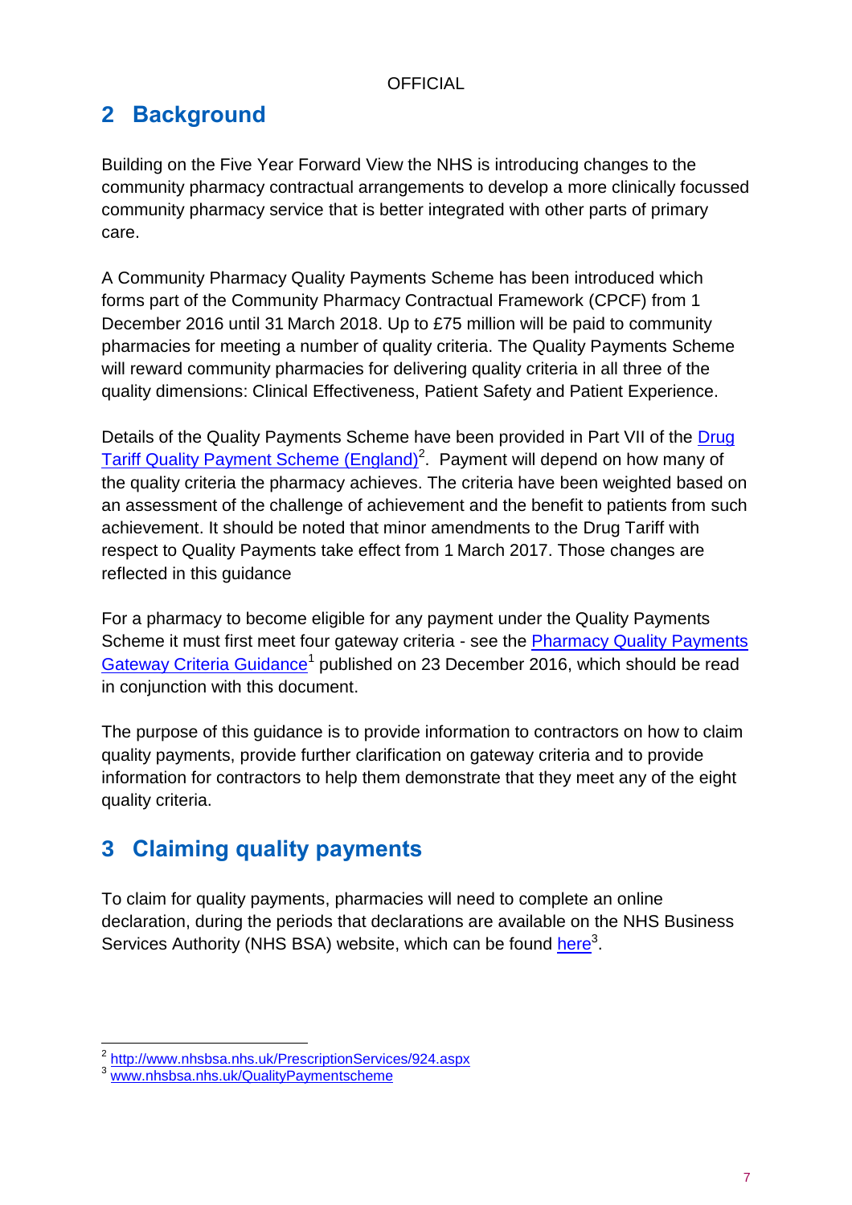## 2 Background

Building on the Five Year Forward View the NHS is introducing changes to the community pharmacy contractual arrangements to develop a more clinically focussed community pharmacy service that is better integrated with other parts of primary care.

A Community Pharmacy Quality Payments Scheme has been introduced which forms part of the Community Pharmacy Contractual Framework (CPCF) from 1 December 2016 until 31 March 2018. Up to £75 million will be paid to community pharmacies for meeting a number of quality criteria. The Quality Payments Scheme will reward community pharmacies for delivering quality criteria in all three of the quality dimensions: Clinical Effectiveness, Patient Safety and Patient Experience.

Details of the Quality Payments Scheme have been provided in Part VII of the Drug Tariff Quality Payment Scheme (England)[2]. Payment will depend on how many of the quality criteria the pharmacy achieves. The criteria have been weighted based on an assessment of the challenge of achievement and the benefit to patients from such achievement. It should be noted that minor amendments to the Drug Tariff with respect to Quality Payments take effect from 1 March 2017. Those changes are reflected in this guidance

For a pharmacy to become eligible for any payment under the Quality Payments Scheme it must first meet four gateway criteria - see the Pharmacy Quality Payments Gateway Criteria Guidance[1] published on 23 December 2016, which should be read in conjunction with this document.

The purpose of this guidance is to provide information to contractors on how to claim quality payments, provide further clarification on gateway criteria and to provide information for contractors to help them demonstrate that they meet any of the eight quality criteria.

## 3 Claiming quality payments

To claim for quality payments, pharmacies will need to complete an online declaration, during the periods that declarations are available on the NHS Business Services Authority (NHS BSA) website, which can be found here[3].

[2] http://www.nhsbsa.nhs.uk/PrescriptionServices/924.aspx
[3] www.nhsbsa.nhs.uk/QualityPaymentscheme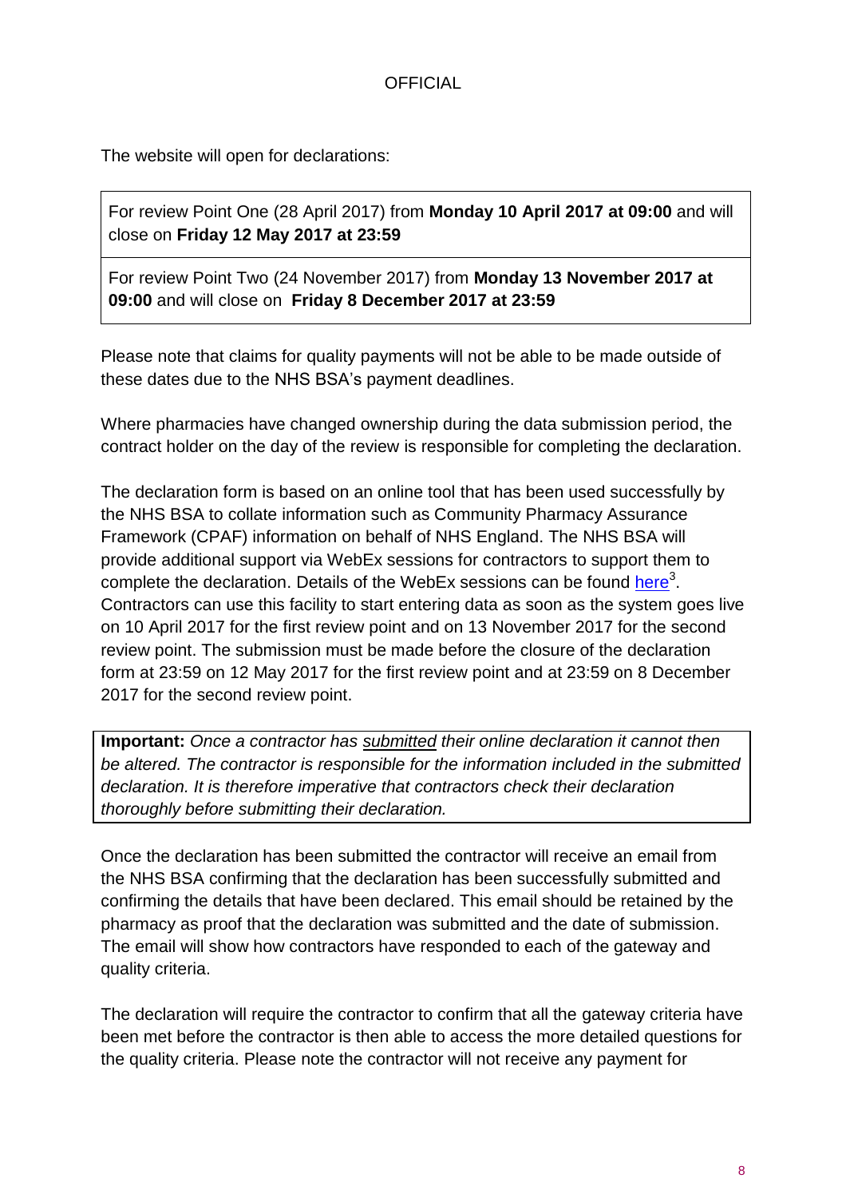The website will open for declarations:

| For review Point One (28 April 2017) from **Monday 10 April 2017 at 09:00** and will close on **Friday 12 May 2017 at 23:59** |
|---|
| For review Point Two (24 November 2017) from **Monday 13 November 2017 at 09:00** and will close on **Friday 8 December 2017 at 23:59** |

Please note that claims for quality payments will not be able to be made outside of these dates due to the NHS BSA's payment deadlines.

Where pharmacies have changed ownership during the data submission period, the contract holder on the day of the review is responsible for completing the declaration.

The declaration form is based on an online tool that has been used successfully by the NHS BSA to collate information such as Community Pharmacy Assurance Framework (CPAF) information on behalf of NHS England. The NHS BSA will provide additional support via WebEx sessions for contractors to support them to complete the declaration. Details of the WebEx sessions can be found here[3]. Contractors can use this facility to start entering data as soon as the system goes live on 10 April 2017 for the first review point and on 13 November 2017 for the second review point. The submission must be made before the closure of the declaration form at 23:59 on 12 May 2017 for the first review point and at 23:59 on 8 December 2017 for the second review point.

> **Important:** *Once a contractor has* *submitted* *their online declaration it cannot then be altered. The contractor is responsible for the information included in the submitted declaration. It is therefore imperative that contractors check their declaration thoroughly before submitting their declaration.*

Once the declaration has been submitted the contractor will receive an email from the NHS BSA confirming that the declaration has been successfully submitted and confirming the details that have been declared. This email should be retained by the pharmacy as proof that the declaration was submitted and the date of submission. The email will show how contractors have responded to each of the gateway and quality criteria.

The declaration will require the contractor to confirm that all the gateway criteria have been met before the contractor is then able to access the more detailed questions for the quality criteria. Please note the contractor will not receive any payment for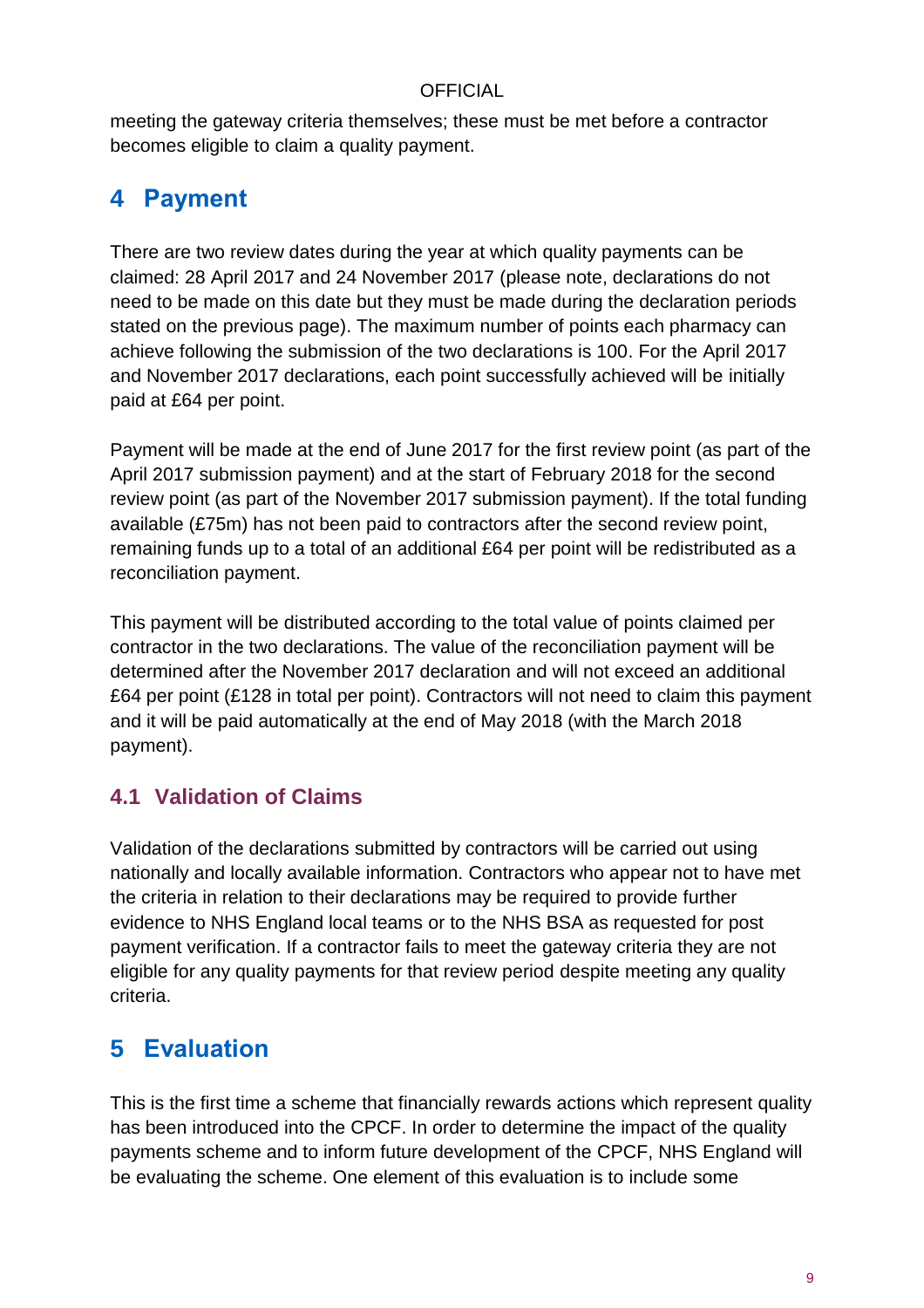meeting the gateway criteria themselves; these must be met before a contractor becomes eligible to claim a quality payment.

# 4 Payment

There are two review dates during the year at which quality payments can be claimed: 28 April 2017 and 24 November 2017 (please note, declarations do not need to be made on this date but they must be made during the declaration periods stated on the previous page). The maximum number of points each pharmacy can achieve following the submission of the two declarations is 100. For the April 2017 and November 2017 declarations, each point successfully achieved will be initially paid at £64 per point.

Payment will be made at the end of June 2017 for the first review point (as part of the April 2017 submission payment) and at the start of February 2018 for the second review point (as part of the November 2017 submission payment). If the total funding available (£75m) has not been paid to contractors after the second review point, remaining funds up to a total of an additional £64 per point will be redistributed as a reconciliation payment.

This payment will be distributed according to the total value of points claimed per contractor in the two declarations. The value of the reconciliation payment will be determined after the November 2017 declaration and will not exceed an additional £64 per point (£128 in total per point). Contractors will not need to claim this payment and it will be paid automatically at the end of May 2018 (with the March 2018 payment).

## 4.1 Validation of Claims

Validation of the declarations submitted by contractors will be carried out using nationally and locally available information. Contractors who appear not to have met the criteria in relation to their declarations may be required to provide further evidence to NHS England local teams or to the NHS BSA as requested for post payment verification. If a contractor fails to meet the gateway criteria they are not eligible for any quality payments for that review period despite meeting any quality criteria.

# 5 Evaluation

This is the first time a scheme that financially rewards actions which represent quality has been introduced into the CPCF. In order to determine the impact of the quality payments scheme and to inform future development of the CPCF, NHS England will be evaluating the scheme. One element of this evaluation is to include some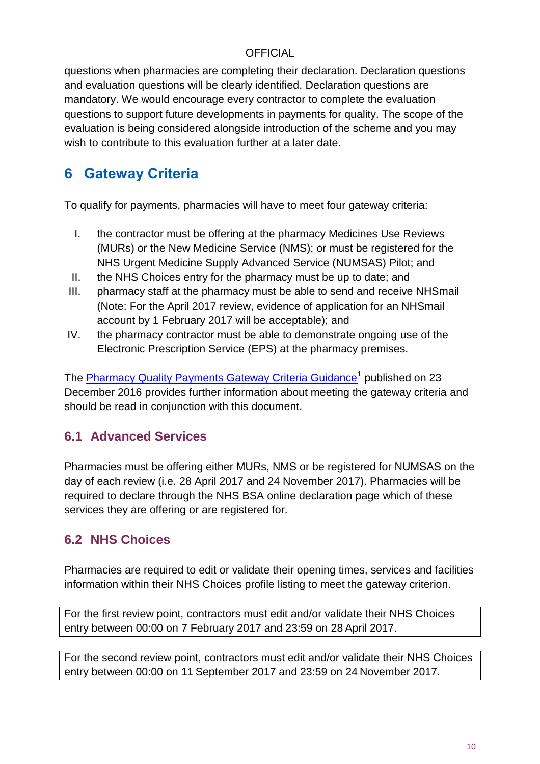questions when pharmacies are completing their declaration. Declaration questions and evaluation questions will be clearly identified. Declaration questions are mandatory. We would encourage every contractor to complete the evaluation questions to support future developments in payments for quality. The scope of the evaluation is being considered alongside introduction of the scheme and you may wish to contribute to this evaluation further at a later date.

# 6 Gateway Criteria

To qualify for payments, pharmacies will have to meet four gateway criteria:

I. the contractor must be offering at the pharmacy Medicines Use Reviews (MURs) or the New Medicine Service (NMS); or must be registered for the NHS Urgent Medicine Supply Advanced Service (NUMSAS) Pilot; and
II. the NHS Choices entry for the pharmacy must be up to date; and
III. pharmacy staff at the pharmacy must be able to send and receive NHSmail (Note: For the April 2017 review, evidence of application for an NHSmail account by 1 February 2017 will be acceptable); and
IV. the pharmacy contractor must be able to demonstrate ongoing use of the Electronic Prescription Service (EPS) at the pharmacy premises.

The Pharmacy Quality Payments Gateway Criteria Guidance[1] published on 23 December 2016 provides further information about meeting the gateway criteria and should be read in conjunction with this document.

## 6.1 Advanced Services

Pharmacies must be offering either MURs, NMS or be registered for NUMSAS on the day of each review (i.e. 28 April 2017 and 24 November 2017). Pharmacies will be required to declare through the NHS BSA online declaration page which of these services they are offering or are registered for.

## 6.2 NHS Choices

Pharmacies are required to edit or validate their opening times, services and facilities information within their NHS Choices profile listing to meet the gateway criterion.

For the first review point, contractors must edit and/or validate their NHS Choices entry between 00:00 on 7 February 2017 and 23:59 on 28 April 2017.

For the second review point, contractors must edit and/or validate their NHS Choices entry between 00:00 on 11 September 2017 and 23:59 on 24 November 2017.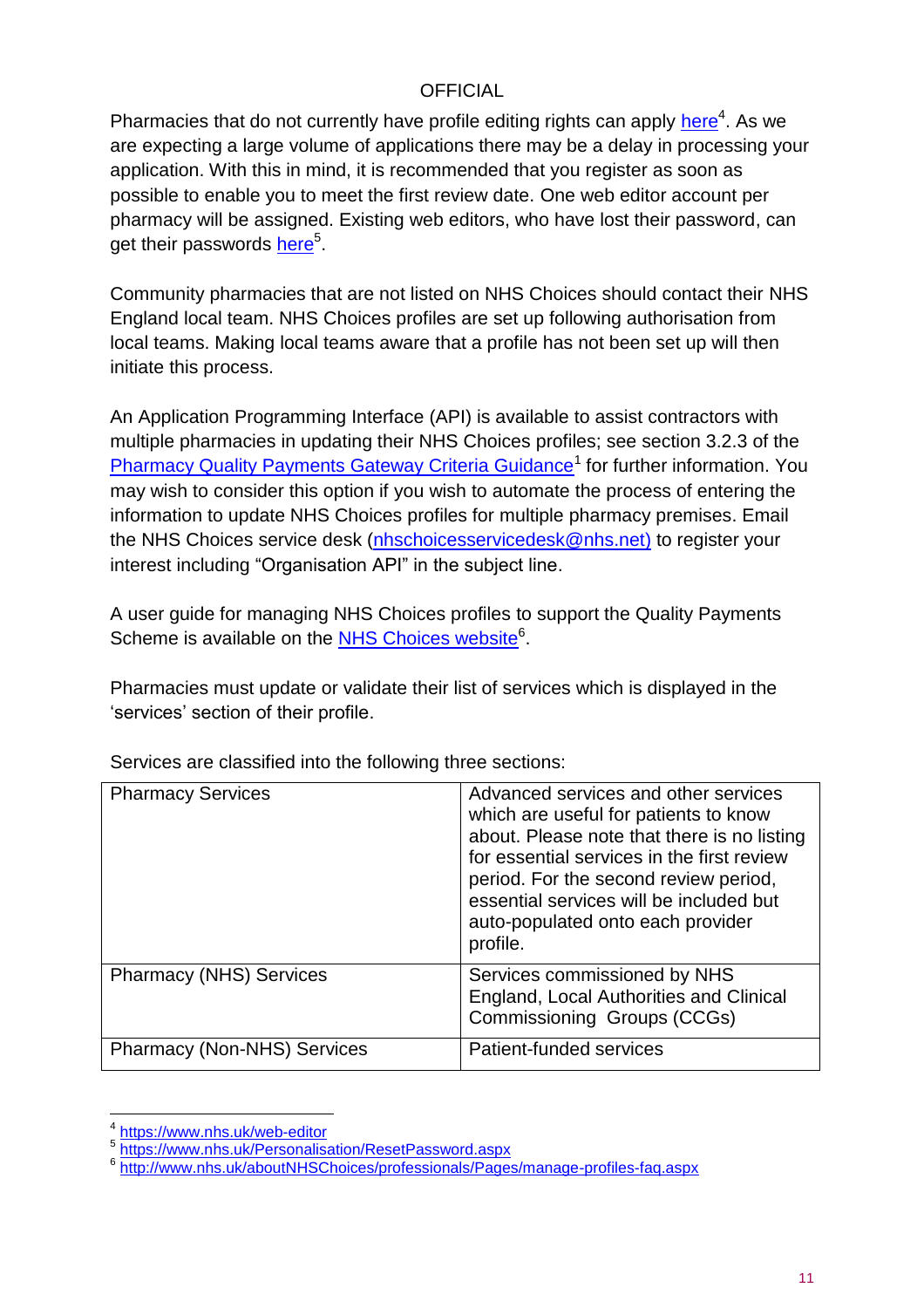Pharmacies that do not currently have profile editing rights can apply here[4]. As we are expecting a large volume of applications there may be a delay in processing your application. With this in mind, it is recommended that you register as soon as possible to enable you to meet the first review date. One web editor account per pharmacy will be assigned. Existing web editors, who have lost their password, can get their passwords here[5].

Community pharmacies that are not listed on NHS Choices should contact their NHS England local team. NHS Choices profiles are set up following authorisation from local teams. Making local teams aware that a profile has not been set up will then initiate this process.

An Application Programming Interface (API) is available to assist contractors with multiple pharmacies in updating their NHS Choices profiles; see section 3.2.3 of the Pharmacy Quality Payments Gateway Criteria Guidance[1] for further information. You may wish to consider this option if you wish to automate the process of entering the information to update NHS Choices profiles for multiple pharmacy premises. Email the NHS Choices service desk (nhschoicesservicedesk@nhs.net) to register your interest including "Organisation API" in the subject line.

A user guide for managing NHS Choices profiles to support the Quality Payments Scheme is available on the NHS Choices website[6].

Pharmacies must update or validate their list of services which is displayed in the 'services' section of their profile.

Services are classified into the following three sections:

| | |
|---|---|
| Pharmacy Services | Advanced services and other services which are useful for patients to know about. Please note that there is no listing for essential services in the first review period. For the second review period, essential services will be included but auto-populated onto each provider profile. |
| Pharmacy (NHS) Services | Services commissioned by NHS England, Local Authorities and Clinical Commissioning Groups (CCGs) |
| Pharmacy (Non-NHS) Services | Patient-funded services |

[4] https://www.nhs.uk/web-editor
[5] https://www.nhs.uk/Personalisation/ResetPassword.aspx
[6] http://www.nhs.uk/aboutNHSChoices/professionals/Pages/manage-profiles-faq.aspx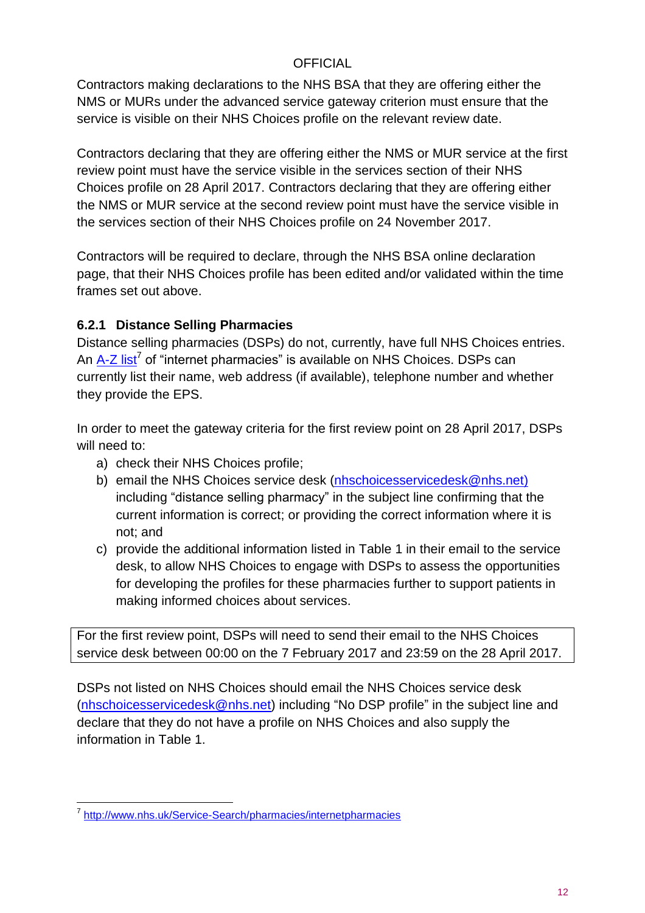Contractors making declarations to the NHS BSA that they are offering either the NMS or MURs under the advanced service gateway criterion must ensure that the service is visible on their NHS Choices profile on the relevant review date.

Contractors declaring that they are offering either the NMS or MUR service at the first review point must have the service visible in the services section of their NHS Choices profile on 28 April 2017. Contractors declaring that they are offering either the NMS or MUR service at the second review point must have the service visible in the services section of their NHS Choices profile on 24 November 2017.

Contractors will be required to declare, through the NHS BSA online declaration page, that their NHS Choices profile has been edited and/or validated within the time frames set out above.

### 6.2.1 Distance Selling Pharmacies

Distance selling pharmacies (DSPs) do not, currently, have full NHS Choices entries. An A-Z list[7] of "internet pharmacies" is available on NHS Choices. DSPs can currently list their name, web address (if available), telephone number and whether they provide the EPS.

In order to meet the gateway criteria for the first review point on 28 April 2017, DSPs will need to:

a) check their NHS Choices profile;
b) email the NHS Choices service desk (nhschoicesservicedesk@nhs.net) including "distance selling pharmacy" in the subject line confirming that the current information is correct; or providing the correct information where it is not; and
c) provide the additional information listed in Table 1 in their email to the service desk, to allow NHS Choices to engage with DSPs to assess the opportunities for developing the profiles for these pharmacies further to support patients in making informed choices about services.

> For the first review point, DSPs will need to send their email to the NHS Choices service desk between 00:00 on the 7 February 2017 and 23:59 on the 28 April 2017.

DSPs not listed on NHS Choices should email the NHS Choices service desk (nhschoicesservicedesk@nhs.net) including "No DSP profile" in the subject line and declare that they do not have a profile on NHS Choices and also supply the information in Table 1.

---

[7] http://www.nhs.uk/Service-Search/pharmacies/internetpharmacies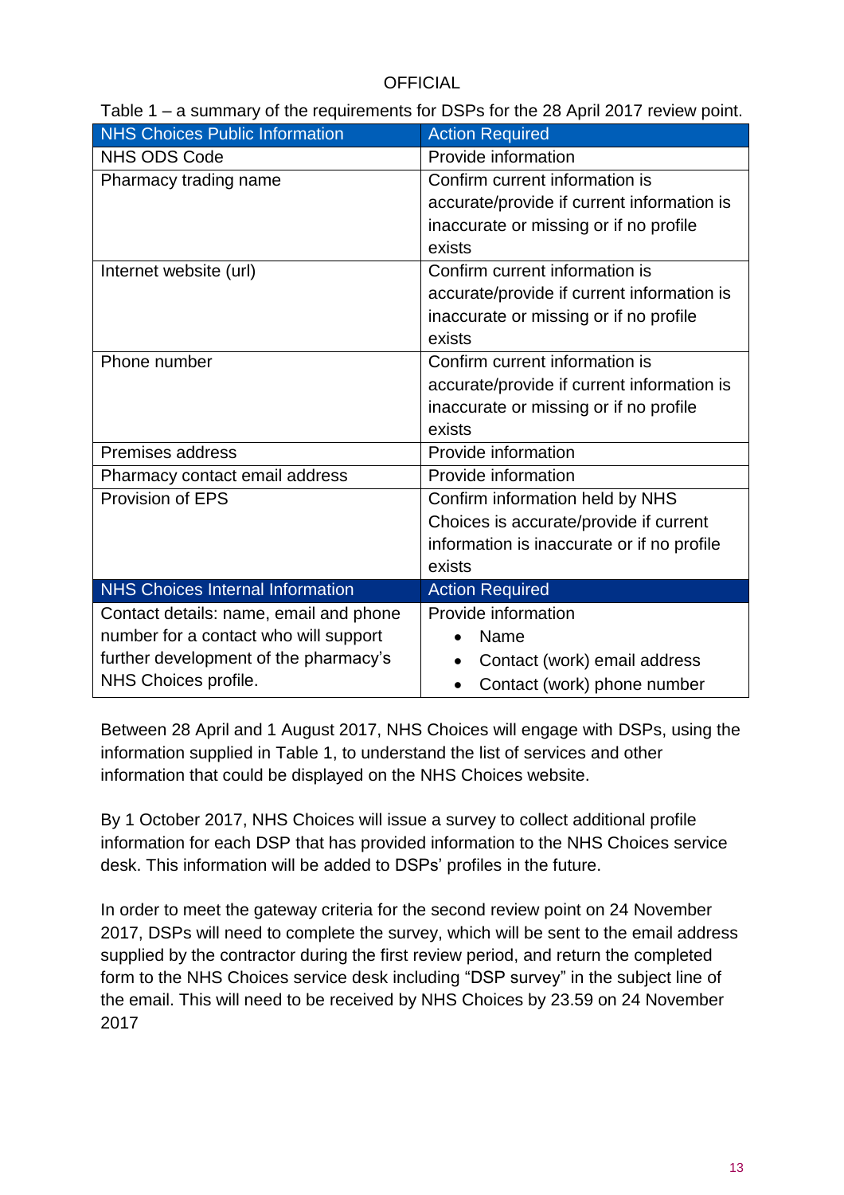OFFICIAL

Table 1 – a summary of the requirements for DSPs for the 28 April 2017 review point.

| NHS Choices Public Information | Action Required |
| --- | --- |
| NHS ODS Code | Provide information |
| Pharmacy trading name | Confirm current information is accurate/provide if current information is inaccurate or missing or if no profile exists |
| Internet website (url) | Confirm current information is accurate/provide if current information is inaccurate or missing or if no profile exists |
| Phone number | Confirm current information is accurate/provide if current information is inaccurate or missing or if no profile exists |
| Premises address | Provide information |
| Pharmacy contact email address | Provide information |
| Provision of EPS | Confirm information held by NHS Choices is accurate/provide if current information is inaccurate or if no profile exists |
| **NHS Choices Internal Information** | **Action Required** |
| Contact details: name, email and phone number for a contact who will support further development of the pharmacy's NHS Choices profile. | Provide information<br>• Name<br>• Contact (work) email address<br>• Contact (work) phone number |

Between 28 April and 1 August 2017, NHS Choices will engage with DSPs, using the information supplied in Table 1, to understand the list of services and other information that could be displayed on the NHS Choices website.

By 1 October 2017, NHS Choices will issue a survey to collect additional profile information for each DSP that has provided information to the NHS Choices service desk. This information will be added to DSPs' profiles in the future.

In order to meet the gateway criteria for the second review point on 24 November 2017, DSPs will need to complete the survey, which will be sent to the email address supplied by the contractor during the first review period, and return the completed form to the NHS Choices service desk including "DSP survey" in the subject line of the email. This will need to be received by NHS Choices by 23.59 on 24 November 2017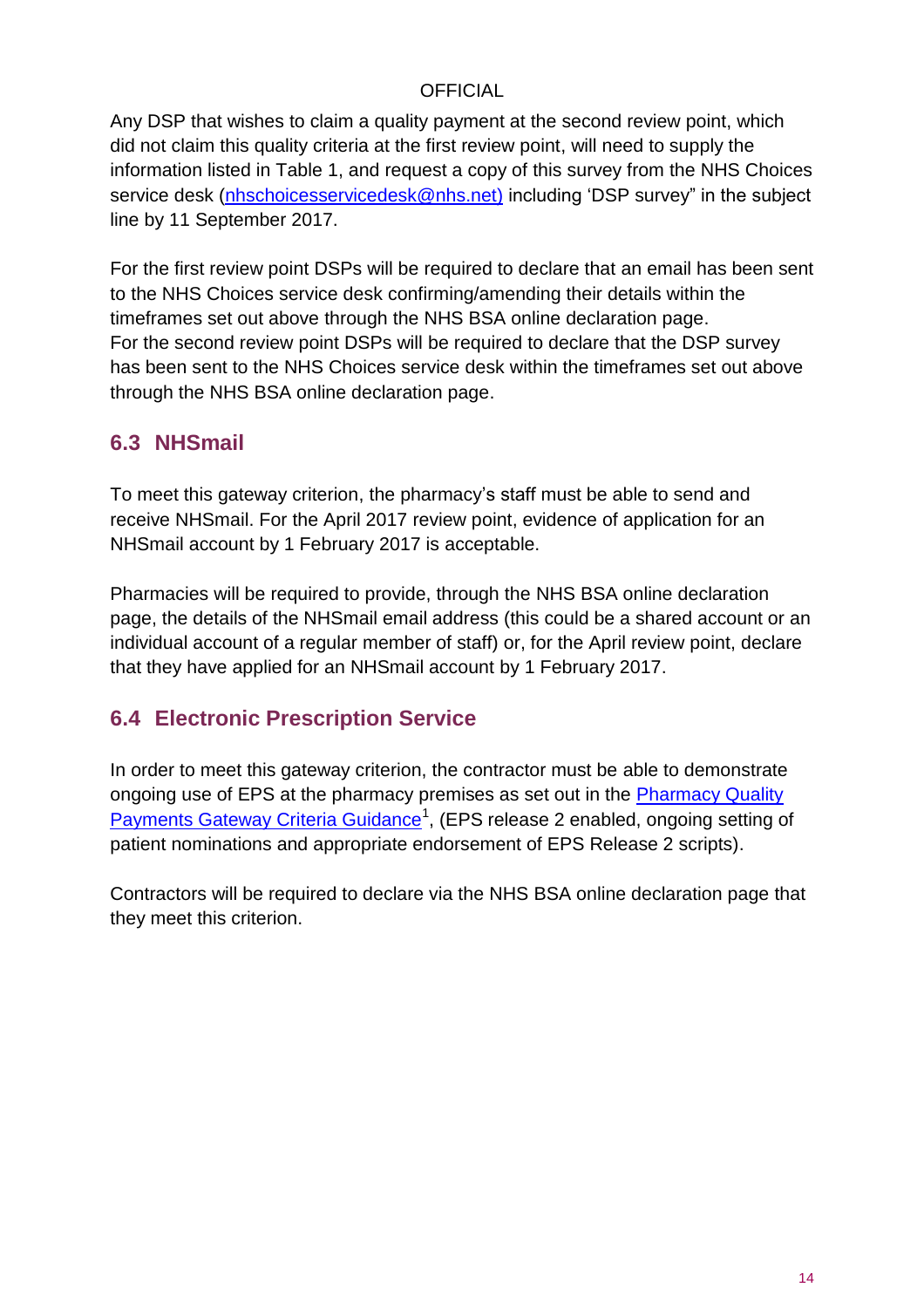Any DSP that wishes to claim a quality payment at the second review point, which did not claim this quality criteria at the first review point, will need to supply the information listed in Table 1, and request a copy of this survey from the NHS Choices service desk (nhschoicesservicedesk@nhs.net) including 'DSP survey" in the subject line by 11 September 2017.

For the first review point DSPs will be required to declare that an email has been sent to the NHS Choices service desk confirming/amending their details within the timeframes set out above through the NHS BSA online declaration page.
For the second review point DSPs will be required to declare that the DSP survey has been sent to the NHS Choices service desk within the timeframes set out above through the NHS BSA online declaration page.

## 6.3 NHSmail

To meet this gateway criterion, the pharmacy's staff must be able to send and receive NHSmail. For the April 2017 review point, evidence of application for an NHSmail account by 1 February 2017 is acceptable.

Pharmacies will be required to provide, through the NHS BSA online declaration page, the details of the NHSmail email address (this could be a shared account or an individual account of a regular member of staff) or, for the April review point, declare that they have applied for an NHSmail account by 1 February 2017.

## 6.4 Electronic Prescription Service

In order to meet this gateway criterion, the contractor must be able to demonstrate ongoing use of EPS at the pharmacy premises as set out in the Pharmacy Quality Payments Gateway Criteria Guidance[1], (EPS release 2 enabled, ongoing setting of patient nominations and appropriate endorsement of EPS Release 2 scripts).

Contractors will be required to declare via the NHS BSA online declaration page that they meet this criterion.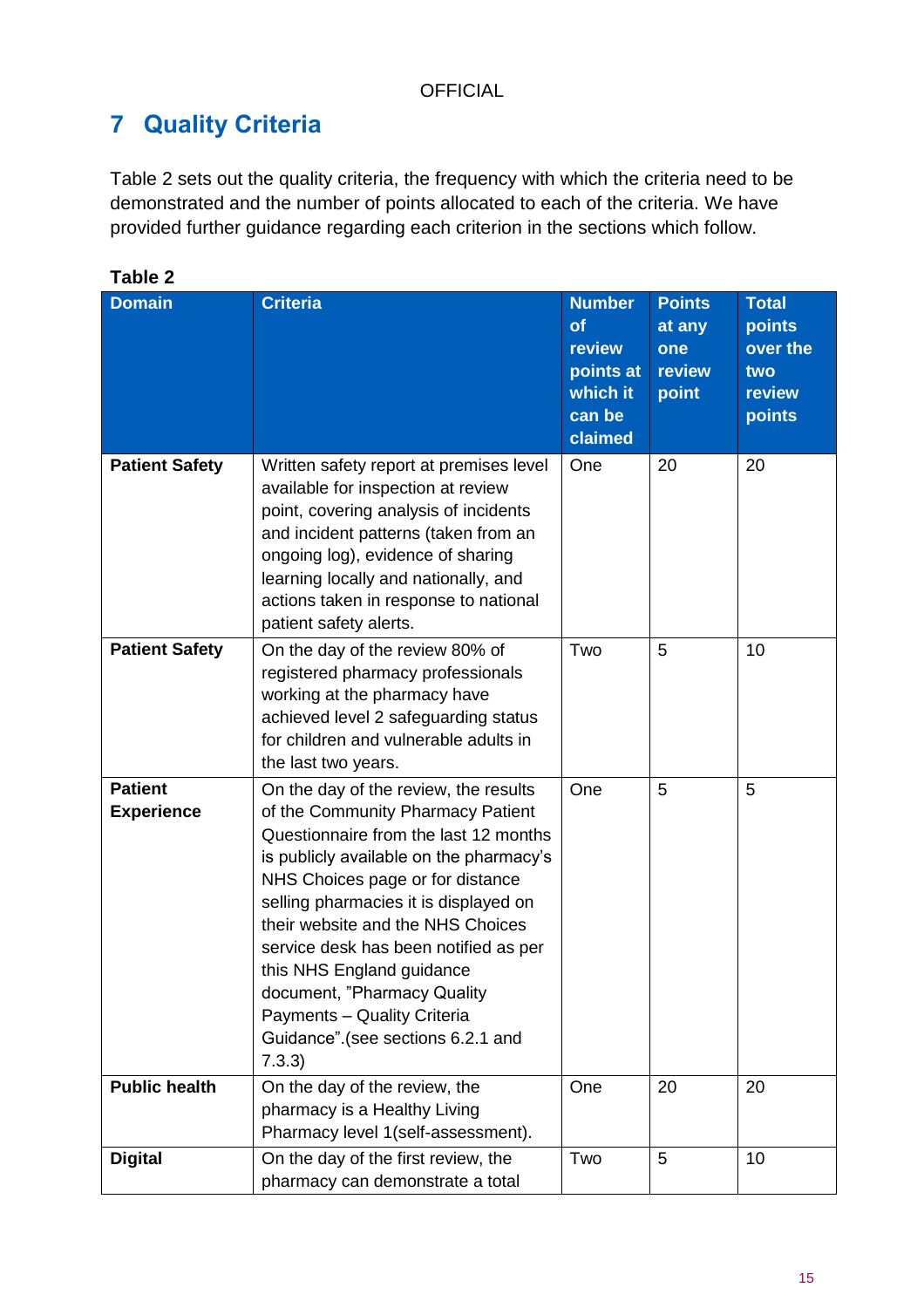# 7 Quality Criteria

Table 2 sets out the quality criteria, the frequency with which the criteria need to be demonstrated and the number of points allocated to each of the criteria. We have provided further guidance regarding each criterion in the sections which follow.

**Table 2**

| Domain | Criteria | Number of review points at which it can be claimed | Points at any one review point | Total points over the two review points |
|---|---|---|---|---|
| **Patient Safety** | Written safety report at premises level available for inspection at review point, covering analysis of incidents and incident patterns (taken from an ongoing log), evidence of sharing learning locally and nationally, and actions taken in response to national patient safety alerts. | One | 20 | 20 |
| **Patient Safety** | On the day of the review 80% of registered pharmacy professionals working at the pharmacy have achieved level 2 safeguarding status for children and vulnerable adults in the last two years. | Two | 5 | 10 |
| **Patient Experience** | On the day of the review, the results of the Community Pharmacy Patient Questionnaire from the last 12 months is publicly available on the pharmacy's NHS Choices page or for distance selling pharmacies it is displayed on their website and the NHS Choices service desk has been notified as per this NHS England guidance document, "Pharmacy Quality Payments – Quality Criteria Guidance".(see sections 6.2.1 and 7.3.3) | One | 5 | 5 |
| **Public health** | On the day of the review, the pharmacy is a Healthy Living Pharmacy level 1(self-assessment). | One | 20 | 20 |
| **Digital** | On the day of the first review, the pharmacy can demonstrate a total | Two | 5 | 10 |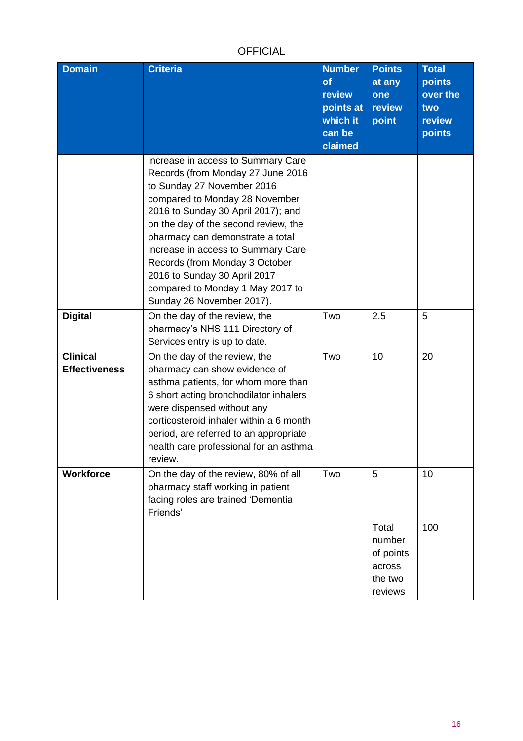| Domain | Criteria | Number of review points at which it can be claimed | Points at any one review point | Total points over the two review points |
|---|---|---|---|---|
| | increase in access to Summary Care Records (from Monday 27 June 2016 to Sunday 27 November 2016 compared to Monday 28 November 2016 to Sunday 30 April 2017); and on the day of the second review, the pharmacy can demonstrate a total increase in access to Summary Care Records (from Monday 3 October 2016 to Sunday 30 April 2017 compared to Monday 1 May 2017 to Sunday 26 November 2017). | | | |
| **Digital** | On the day of the review, the pharmacy's NHS 111 Directory of Services entry is up to date. | Two | 2.5 | 5 |
| **Clinical Effectiveness** | On the day of the review, the pharmacy can show evidence of asthma patients, for whom more than 6 short acting bronchodilator inhalers were dispensed without any corticosteroid inhaler within a 6 month period, are referred to an appropriate health care professional for an asthma review. | Two | 10 | 20 |
| **Workforce** | On the day of the review, 80% of all pharmacy staff working in patient facing roles are trained 'Dementia Friends' | Two | 5 | 10 |
| | | | Total number of points across the two reviews | 100 |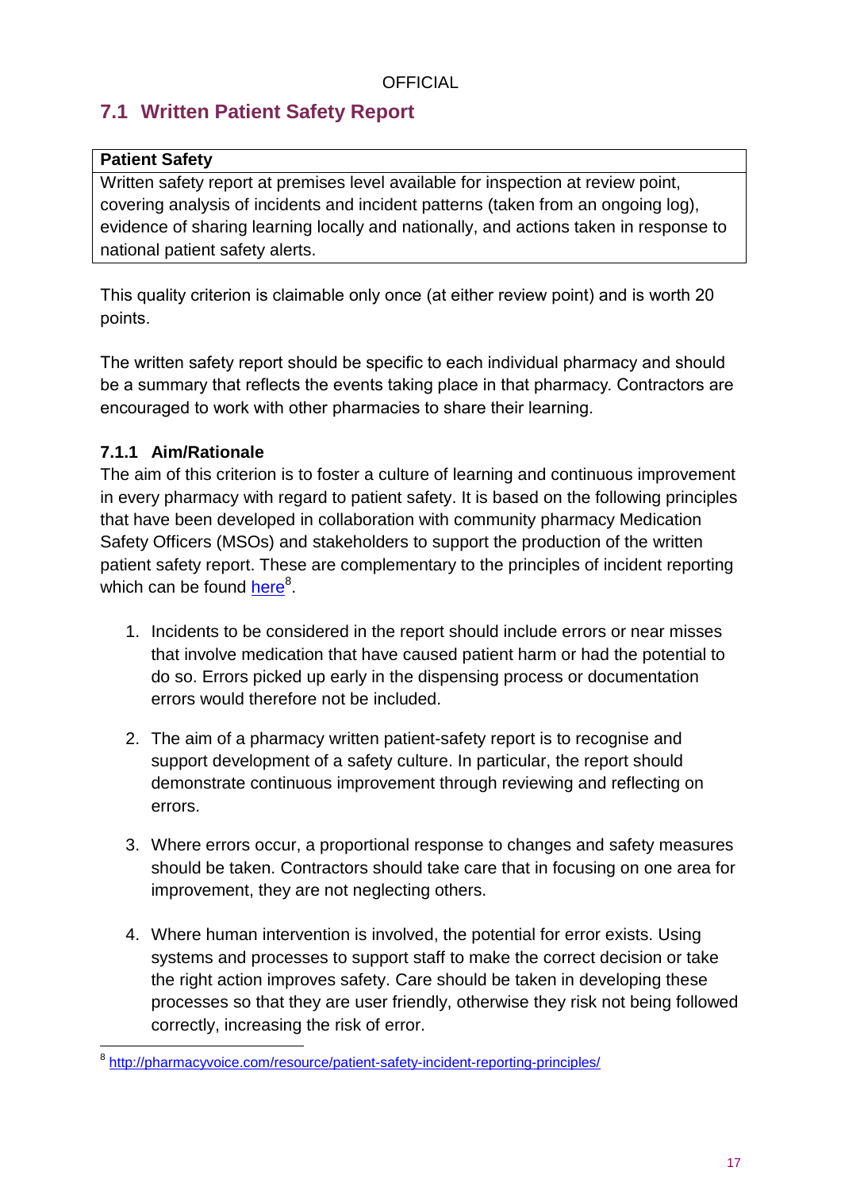## 7.1 Written Patient Safety Report

| Patient Safety |
| --- |
| Written safety report at premises level available for inspection at review point, covering analysis of incidents and incident patterns (taken from an ongoing log), evidence of sharing learning locally and nationally, and actions taken in response to national patient safety alerts. |

This quality criterion is claimable only once (at either review point) and is worth 20 points.

The written safety report should be specific to each individual pharmacy and should be a summary that reflects the events taking place in that pharmacy. Contractors are encouraged to work with other pharmacies to share their learning.

### 7.1.1 Aim/Rationale

The aim of this criterion is to foster a culture of learning and continuous improvement in every pharmacy with regard to patient safety. It is based on the following principles that have been developed in collaboration with community pharmacy Medication Safety Officers (MSOs) and stakeholders to support the production of the written patient safety report. These are complementary to the principles of incident reporting which can be found here[8].

1. Incidents to be considered in the report should include errors or near misses that involve medication that have caused patient harm or had the potential to do so. Errors picked up early in the dispensing process or documentation errors would therefore not be included.

2. The aim of a pharmacy written patient-safety report is to recognise and support development of a safety culture. In particular, the report should demonstrate continuous improvement through reviewing and reflecting on errors.

3. Where errors occur, a proportional response to changes and safety measures should be taken. Contractors should take care that in focusing on one area for improvement, they are not neglecting others.

4. Where human intervention is involved, the potential for error exists. Using systems and processes to support staff to make the correct decision or take the right action improves safety. Care should be taken in developing these processes so that they are user friendly, otherwise they risk not being followed correctly, increasing the risk of error.

[8] http://pharmacyvoice.com/resource/patient-safety-incident-reporting-principles/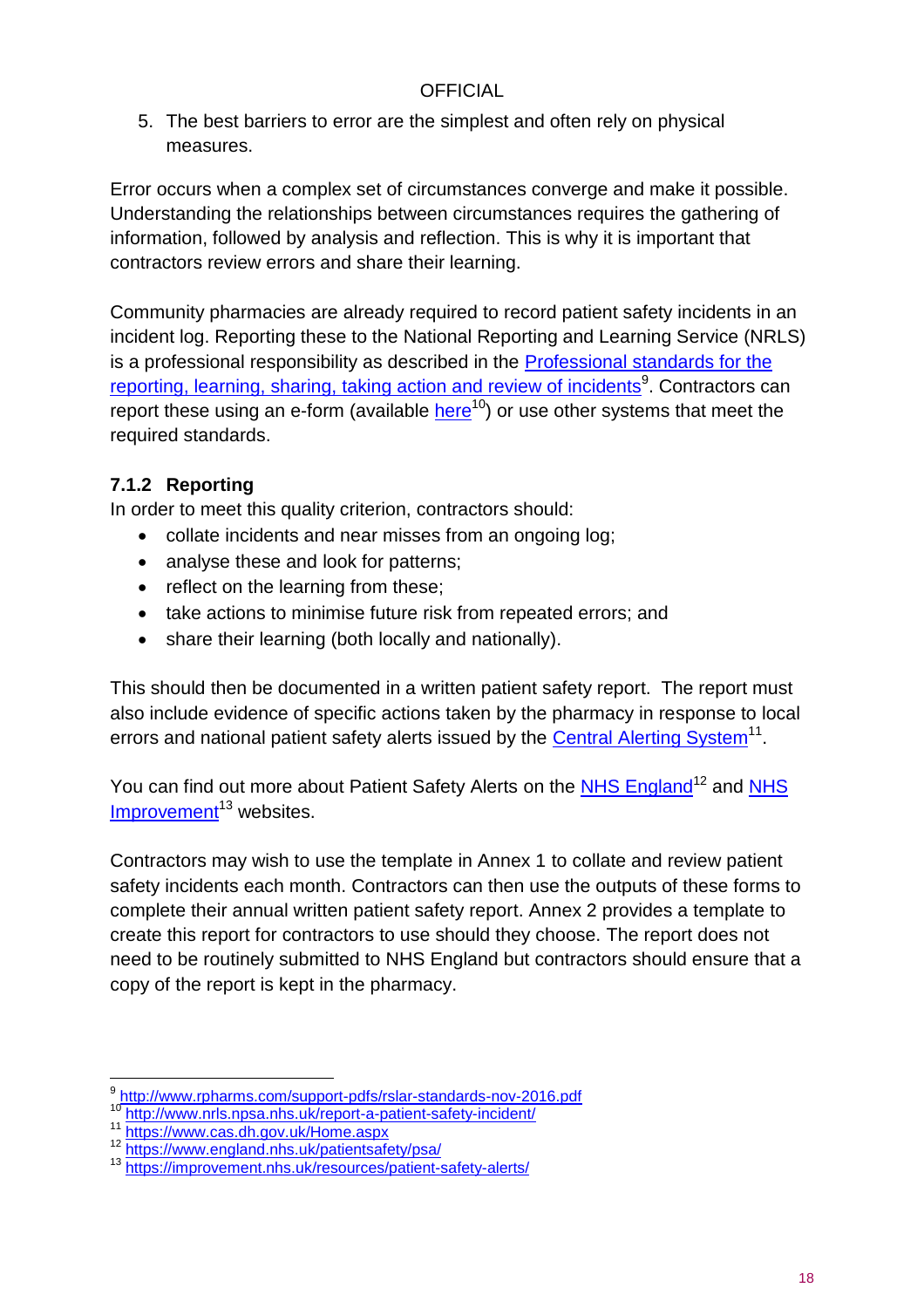5. The best barriers to error are the simplest and often rely on physical measures.

Error occurs when a complex set of circumstances converge and make it possible. Understanding the relationships between circumstances requires the gathering of information, followed by analysis and reflection. This is why it is important that contractors review errors and share their learning.

Community pharmacies are already required to record patient safety incidents in an incident log. Reporting these to the National Reporting and Learning Service (NRLS) is a professional responsibility as described in the [Professional standards for the reporting, learning, sharing, taking action and review of incidents][9]. Contractors can report these using an e-form (available [here][10]) or use other systems that meet the required standards.

### 7.1.2 Reporting

In order to meet this quality criterion, contractors should:

- collate incidents and near misses from an ongoing log;
- analyse these and look for patterns;
- reflect on the learning from these;
- take actions to minimise future risk from repeated errors; and
- share their learning (both locally and nationally).

This should then be documented in a written patient safety report. The report must also include evidence of specific actions taken by the pharmacy in response to local errors and national patient safety alerts issued by the [Central Alerting System][11].

You can find out more about Patient Safety Alerts on the [NHS England][12] and [NHS Improvement][13] websites.

Contractors may wish to use the template in Annex 1 to collate and review patient safety incidents each month. Contractors can then use the outputs of these forms to complete their annual written patient safety report. Annex 2 provides a template to create this report for contractors to use should they choose. The report does not need to be routinely submitted to NHS England but contractors should ensure that a copy of the report is kept in the pharmacy.

---

[9] http://www.rpharms.com/support-pdfs/rslar-standards-nov-2016.pdf
[10] http://www.nrls.npsa.nhs.uk/report-a-patient-safety-incident/
[11] https://www.cas.dh.gov.uk/Home.aspx
[12] https://www.england.nhs.uk/patientsafety/psa/
[13] https://improvement.nhs.uk/resources/patient-safety-alerts/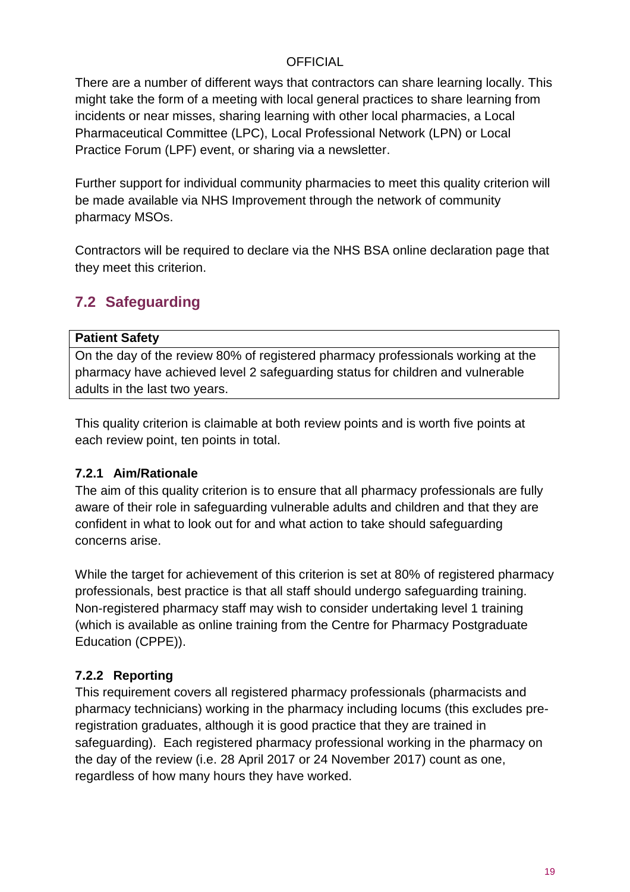There are a number of different ways that contractors can share learning locally. This might take the form of a meeting with local general practices to share learning from incidents or near misses, sharing learning with other local pharmacies, a Local Pharmaceutical Committee (LPC), Local Professional Network (LPN) or Local Practice Forum (LPF) event, or sharing via a newsletter.

Further support for individual community pharmacies to meet this quality criterion will be made available via NHS Improvement through the network of community pharmacy MSOs.

Contractors will be required to declare via the NHS BSA online declaration page that they meet this criterion.

## 7.2 Safeguarding

| **Patient Safety** |
|---|
| On the day of the review 80% of registered pharmacy professionals working at the pharmacy have achieved level 2 safeguarding status for children and vulnerable adults in the last two years. |

This quality criterion is claimable at both review points and is worth five points at each review point, ten points in total.

### 7.2.1 Aim/Rationale

The aim of this quality criterion is to ensure that all pharmacy professionals are fully aware of their role in safeguarding vulnerable adults and children and that they are confident in what to look out for and what action to take should safeguarding concerns arise.

While the target for achievement of this criterion is set at 80% of registered pharmacy professionals, best practice is that all staff should undergo safeguarding training. Non-registered pharmacy staff may wish to consider undertaking level 1 training (which is available as online training from the Centre for Pharmacy Postgraduate Education (CPPE)).

### 7.2.2 Reporting

This requirement covers all registered pharmacy professionals (pharmacists and pharmacy technicians) working in the pharmacy including locums (this excludes pre-registration graduates, although it is good practice that they are trained in safeguarding). Each registered pharmacy professional working in the pharmacy on the day of the review (i.e. 28 April 2017 or 24 November 2017) count as one, regardless of how many hours they have worked.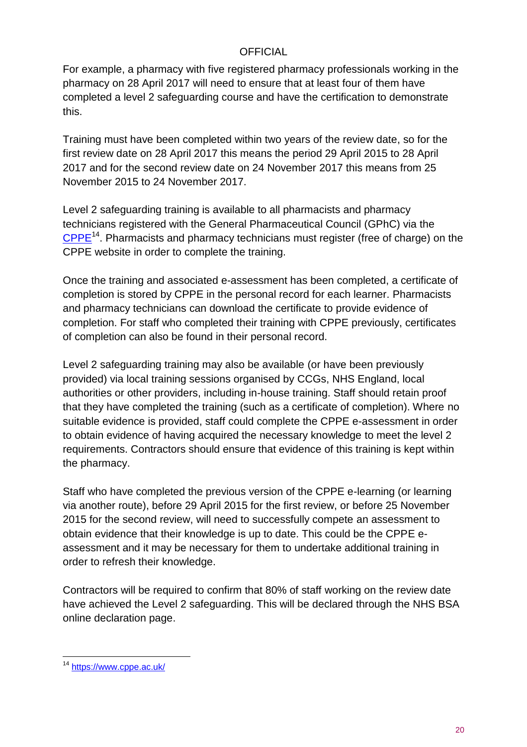For example, a pharmacy with five registered pharmacy professionals working in the pharmacy on 28 April 2017 will need to ensure that at least four of them have completed a level 2 safeguarding course and have the certification to demonstrate this.

Training must have been completed within two years of the review date, so for the first review date on 28 April 2017 this means the period 29 April 2015 to 28 April 2017 and for the second review date on 24 November 2017 this means from 25 November 2015 to 24 November 2017.

Level 2 safeguarding training is available to all pharmacists and pharmacy technicians registered with the General Pharmaceutical Council (GPhC) via the CPPE[14]. Pharmacists and pharmacy technicians must register (free of charge) on the CPPE website in order to complete the training.

Once the training and associated e-assessment has been completed, a certificate of completion is stored by CPPE in the personal record for each learner. Pharmacists and pharmacy technicians can download the certificate to provide evidence of completion. For staff who completed their training with CPPE previously, certificates of completion can also be found in their personal record.

Level 2 safeguarding training may also be available (or have been previously provided) via local training sessions organised by CCGs, NHS England, local authorities or other providers, including in-house training. Staff should retain proof that they have completed the training (such as a certificate of completion). Where no suitable evidence is provided, staff could complete the CPPE e-assessment in order to obtain evidence of having acquired the necessary knowledge to meet the level 2 requirements. Contractors should ensure that evidence of this training is kept within the pharmacy.

Staff who have completed the previous version of the CPPE e-learning (or learning via another route), before 29 April 2015 for the first review, or before 25 November 2015 for the second review, will need to successfully compete an assessment to obtain evidence that their knowledge is up to date. This could be the CPPE e-assessment and it may be necessary for them to undertake additional training in order to refresh their knowledge.

Contractors will be required to confirm that 80% of staff working on the review date have achieved the Level 2 safeguarding. This will be declared through the NHS BSA online declaration page.

[14] https://www.cppe.ac.uk/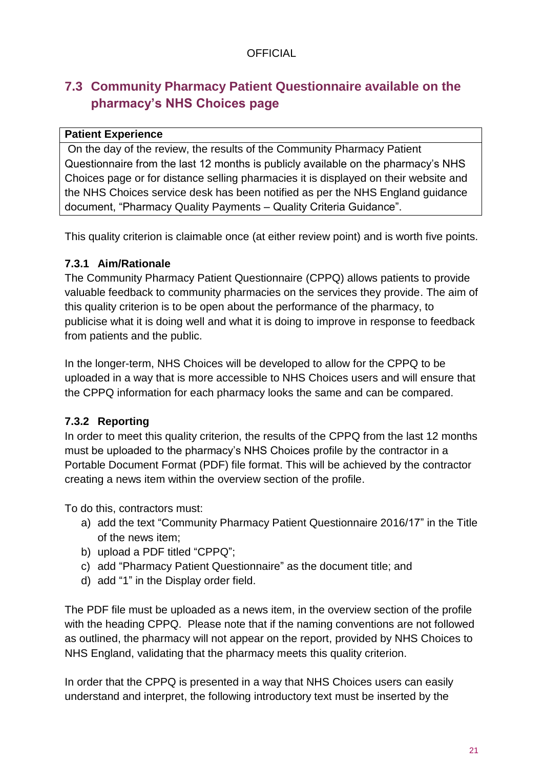## 7.3 Community Pharmacy Patient Questionnaire available on the pharmacy's NHS Choices page

| **Patient Experience** |
|---|
| On the day of the review, the results of the Community Pharmacy Patient Questionnaire from the last 12 months is publicly available on the pharmacy's NHS Choices page or for distance selling pharmacies it is displayed on their website and the NHS Choices service desk has been notified as per the NHS England guidance document, "Pharmacy Quality Payments – Quality Criteria Guidance". |

This quality criterion is claimable once (at either review point) and is worth five points.

### 7.3.1 Aim/Rationale

The Community Pharmacy Patient Questionnaire (CPPQ) allows patients to provide valuable feedback to community pharmacies on the services they provide. The aim of this quality criterion is to be open about the performance of the pharmacy, to publicise what it is doing well and what it is doing to improve in response to feedback from patients and the public.

In the longer-term, NHS Choices will be developed to allow for the CPPQ to be uploaded in a way that is more accessible to NHS Choices users and will ensure that the CPPQ information for each pharmacy looks the same and can be compared.

### 7.3.2 Reporting

In order to meet this quality criterion, the results of the CPPQ from the last 12 months must be uploaded to the pharmacy's NHS Choices profile by the contractor in a Portable Document Format (PDF) file format. This will be achieved by the contractor creating a news item within the overview section of the profile.

To do this, contractors must:

a) add the text "Community Pharmacy Patient Questionnaire 2016/17" in the Title of the news item;
b) upload a PDF titled "CPPQ";
c) add "Pharmacy Patient Questionnaire" as the document title; and
d) add "1" in the Display order field.

The PDF file must be uploaded as a news item, in the overview section of the profile with the heading CPPQ. Please note that if the naming conventions are not followed as outlined, the pharmacy will not appear on the report, provided by NHS Choices to NHS England, validating that the pharmacy meets this quality criterion.

In order that the CPPQ is presented in a way that NHS Choices users can easily understand and interpret, the following introductory text must be inserted by the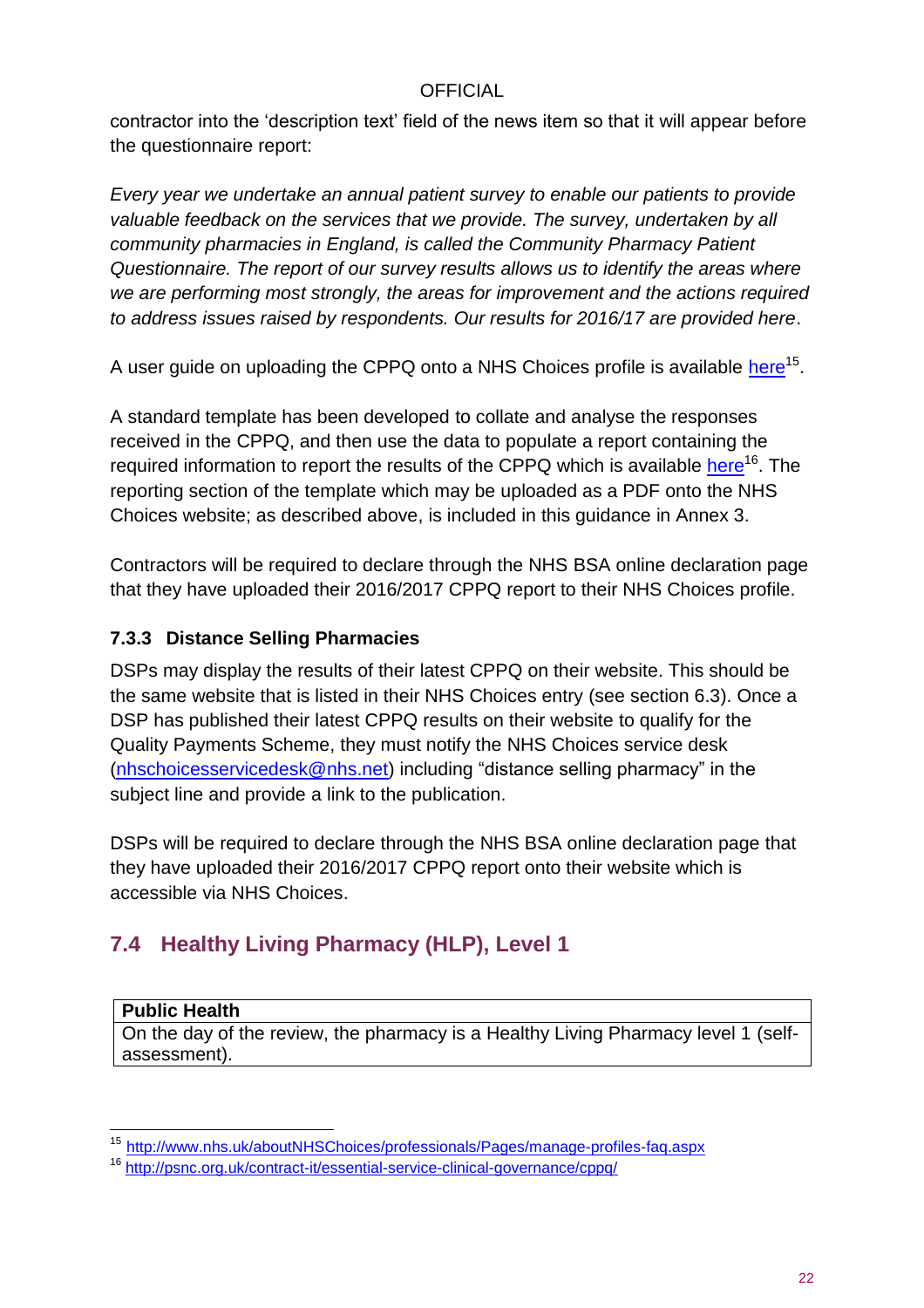contractor into the 'description text' field of the news item so that it will appear before the questionnaire report:

*Every year we undertake an annual patient survey to enable our patients to provide valuable feedback on the services that we provide. The survey, undertaken by all community pharmacies in England, is called the Community Pharmacy Patient Questionnaire. The report of our survey results allows us to identify the areas where we are performing most strongly, the areas for improvement and the actions required to address issues raised by respondents. Our results for 2016/17 are provided here*.

A user guide on uploading the CPPQ onto a NHS Choices profile is available here[15].

A standard template has been developed to collate and analyse the responses received in the CPPQ, and then use the data to populate a report containing the required information to report the results of the CPPQ which is available here[16]. The reporting section of the template which may be uploaded as a PDF onto the NHS Choices website; as described above, is included in this guidance in Annex 3.

Contractors will be required to declare through the NHS BSA online declaration page that they have uploaded their 2016/2017 CPPQ report to their NHS Choices profile.

### 7.3.3 Distance Selling Pharmacies

DSPs may display the results of their latest CPPQ on their website. This should be the same website that is listed in their NHS Choices entry (see section 6.3). Once a DSP has published their latest CPPQ results on their website to qualify for the Quality Payments Scheme, they must notify the NHS Choices service desk (nhschoicesservicedesk@nhs.net) including "distance selling pharmacy" in the subject line and provide a link to the publication.

DSPs will be required to declare through the NHS BSA online declaration page that they have uploaded their 2016/2017 CPPQ report onto their website which is accessible via NHS Choices.

## 7.4 Healthy Living Pharmacy (HLP), Level 1

| **Public Health** |
|---|
| On the day of the review, the pharmacy is a Healthy Living Pharmacy level 1 (self-assessment). |

[15] http://www.nhs.uk/aboutNHSChoices/professionals/Pages/manage-profiles-faq.aspx

[16] http://psnc.org.uk/contract-it/essential-service-clinical-governance/cppq/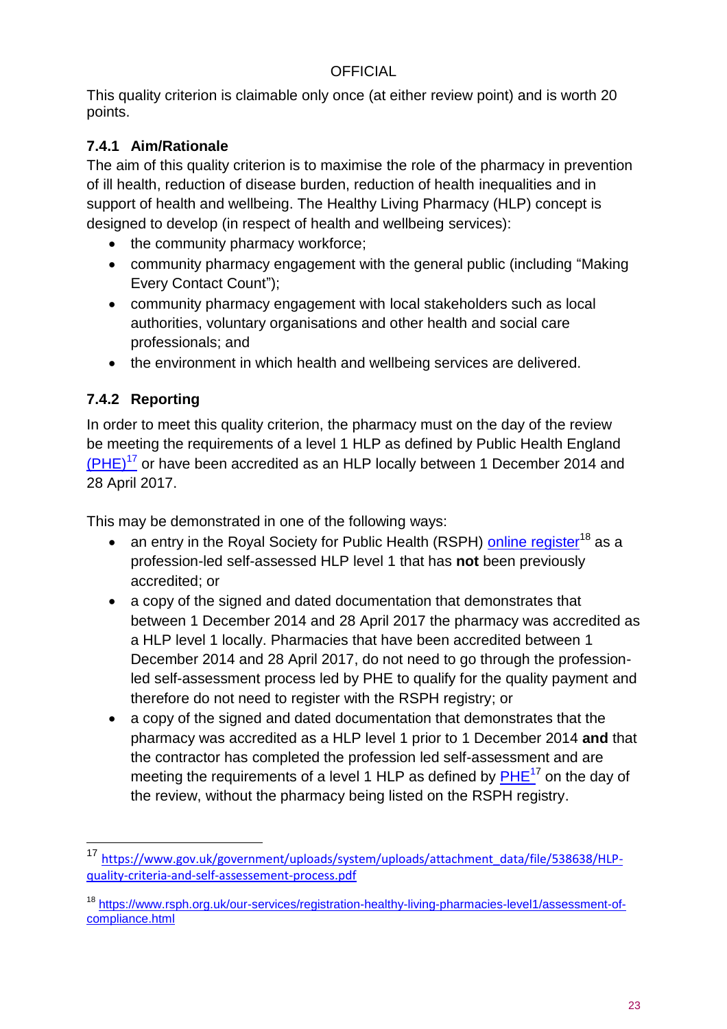OFFICIAL

This quality criterion is claimable only once (at either review point) and is worth 20 points.

### 7.4.1 Aim/Rationale

The aim of this quality criterion is to maximise the role of the pharmacy in prevention of ill health, reduction of disease burden, reduction of health inequalities and in support of health and wellbeing. The Healthy Living Pharmacy (HLP) concept is designed to develop (in respect of health and wellbeing services):

- the community pharmacy workforce;
- community pharmacy engagement with the general public (including "Making Every Contact Count");
- community pharmacy engagement with local stakeholders such as local authorities, voluntary organisations and other health and social care professionals; and
- the environment in which health and wellbeing services are delivered.

### 7.4.2 Reporting

In order to meet this quality criterion, the pharmacy must on the day of the review be meeting the requirements of a level 1 HLP as defined by Public Health England (PHE)[17] or have been accredited as an HLP locally between 1 December 2014 and 28 April 2017.

This may be demonstrated in one of the following ways:

- an entry in the Royal Society for Public Health (RSPH) online register[18] as a profession-led self-assessed HLP level 1 that has **not** been previously accredited; or
- a copy of the signed and dated documentation that demonstrates that between 1 December 2014 and 28 April 2017 the pharmacy was accredited as a HLP level 1 locally. Pharmacies that have been accredited between 1 December 2014 and 28 April 2017, do not need to go through the profession-led self-assessment process led by PHE to qualify for the quality payment and therefore do not need to register with the RSPH registry; or
- a copy of the signed and dated documentation that demonstrates that the pharmacy was accredited as a HLP level 1 prior to 1 December 2014 **and** that the contractor has completed the profession led self-assessment and are meeting the requirements of a level 1 HLP as defined by PHE[17] on the day of the review, without the pharmacy being listed on the RSPH registry.

[17] https://www.gov.uk/government/uploads/system/uploads/attachment_data/file/538638/HLP-quality-criteria-and-self-assessement-process.pdf

[18] https://www.rsph.org.uk/our-services/registration-healthy-living-pharmacies-level1/assessment-of-compliance.html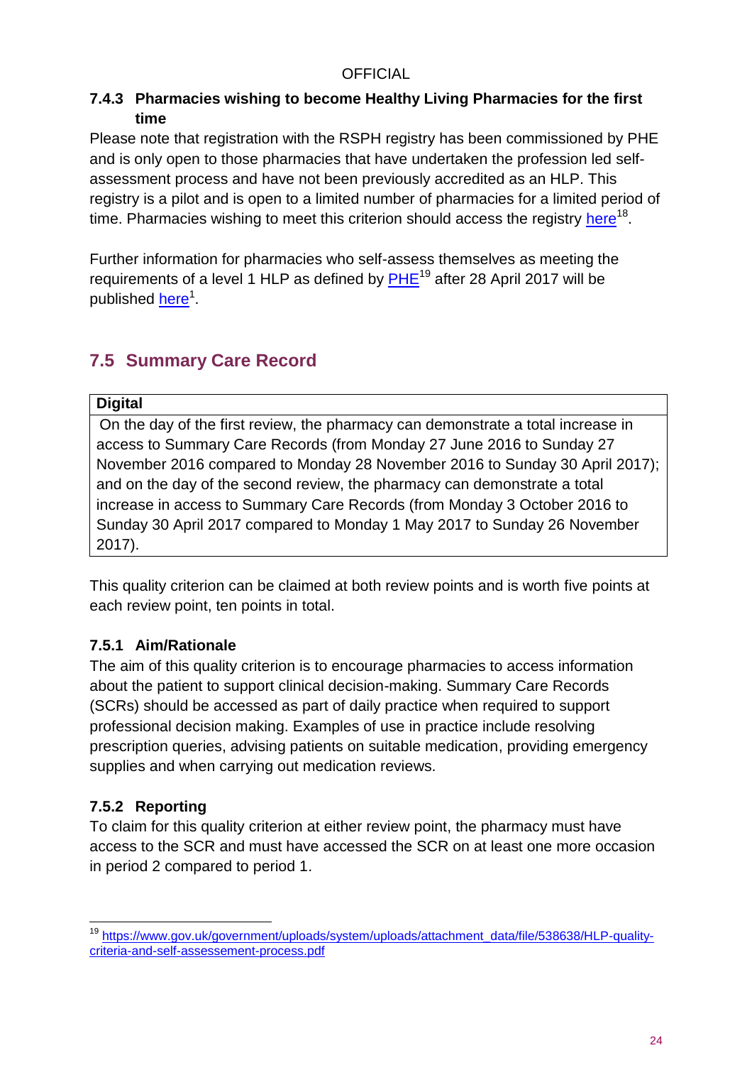#### 7.4.3 Pharmacies wishing to become Healthy Living Pharmacies for the first time

Please note that registration with the RSPH registry has been commissioned by PHE and is only open to those pharmacies that have undertaken the profession led self-assessment process and have not been previously accredited as an HLP. This registry is a pilot and is open to a limited number of pharmacies for a limited period of time. Pharmacies wishing to meet this criterion should access the registry here[18].

Further information for pharmacies who self-assess themselves as meeting the requirements of a level 1 HLP as defined by PHE[19] after 28 April 2017 will be published here[1].

## 7.5 Summary Care Record

| **Digital** |
|---|
| On the day of the first review, the pharmacy can demonstrate a total increase in access to Summary Care Records (from Monday 27 June 2016 to Sunday 27 November 2016 compared to Monday 28 November 2016 to Sunday 30 April 2017); and on the day of the second review, the pharmacy can demonstrate a total increase in access to Summary Care Records (from Monday 3 October 2016 to Sunday 30 April 2017 compared to Monday 1 May 2017 to Sunday 26 November 2017). |

This quality criterion can be claimed at both review points and is worth five points at each review point, ten points in total.

### 7.5.1 Aim/Rationale

The aim of this quality criterion is to encourage pharmacies to access information about the patient to support clinical decision-making. Summary Care Records (SCRs) should be accessed as part of daily practice when required to support professional decision making. Examples of use in practice include resolving prescription queries, advising patients on suitable medication, providing emergency supplies and when carrying out medication reviews.

### 7.5.2 Reporting

To claim for this quality criterion at either review point, the pharmacy must have access to the SCR and must have accessed the SCR on at least one more occasion in period 2 compared to period 1.

---

[19] https://www.gov.uk/government/uploads/system/uploads/attachment_data/file/538638/HLP-quality-criteria-and-self-assessement-process.pdf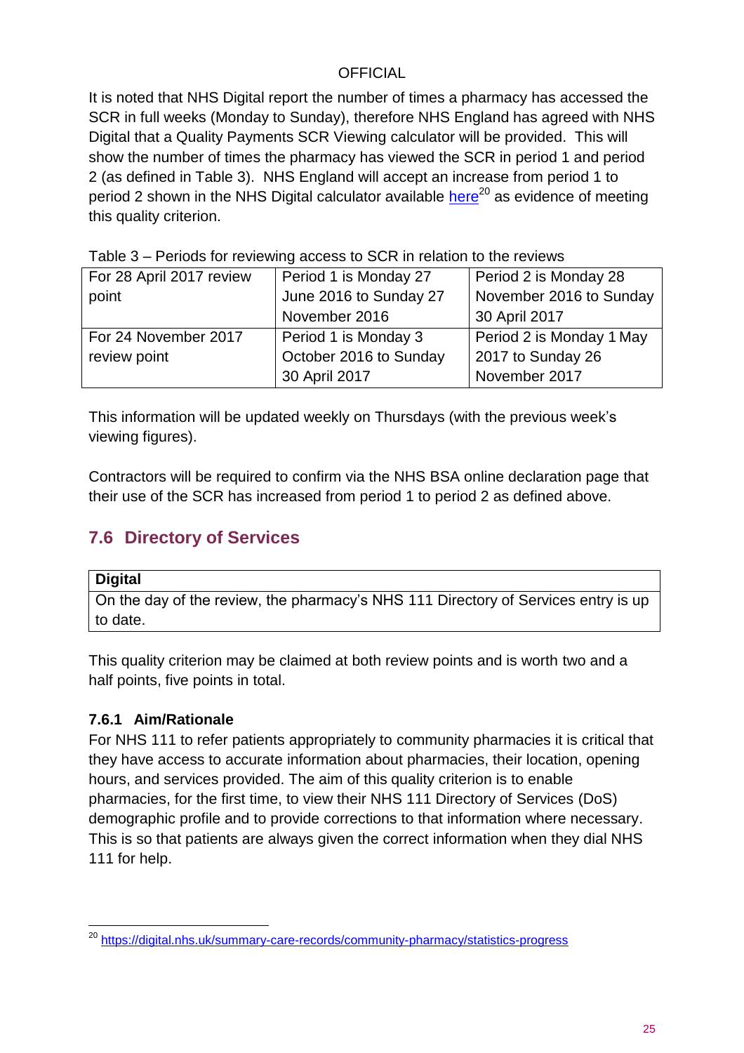It is noted that NHS Digital report the number of times a pharmacy has accessed the SCR in full weeks (Monday to Sunday), therefore NHS England has agreed with NHS Digital that a Quality Payments SCR Viewing calculator will be provided. This will show the number of times the pharmacy has viewed the SCR in period 1 and period 2 (as defined in Table 3). NHS England will accept an increase from period 1 to period 2 shown in the NHS Digital calculator available here[20] as evidence of meeting this quality criterion.

Table 3 – Periods for reviewing access to SCR in relation to the reviews

| | | |
|---|---|---|
| For 28 April 2017 review point | Period 1 is Monday 27 June 2016 to Sunday 27 November 2016 | Period 2 is Monday 28 November 2016 to Sunday 30 April 2017 |
| For 24 November 2017 review point | Period 1 is Monday 3 October 2016 to Sunday 30 April 2017 | Period 2 is Monday 1 May 2017 to Sunday 26 November 2017 |

This information will be updated weekly on Thursdays (with the previous week's viewing figures).

Contractors will be required to confirm via the NHS BSA online declaration page that their use of the SCR has increased from period 1 to period 2 as defined above.

## 7.6 Directory of Services

| **Digital** |
|---|
| On the day of the review, the pharmacy's NHS 111 Directory of Services entry is up to date. |

This quality criterion may be claimed at both review points and is worth two and a half points, five points in total.

### 7.6.1 Aim/Rationale

For NHS 111 to refer patients appropriately to community pharmacies it is critical that they have access to accurate information about pharmacies, their location, opening hours, and services provided. The aim of this quality criterion is to enable pharmacies, for the first time, to view their NHS 111 Directory of Services (DoS) demographic profile and to provide corrections to that information where necessary. This is so that patients are always given the correct information when they dial NHS 111 for help.

[20] https://digital.nhs.uk/summary-care-records/community-pharmacy/statistics-progress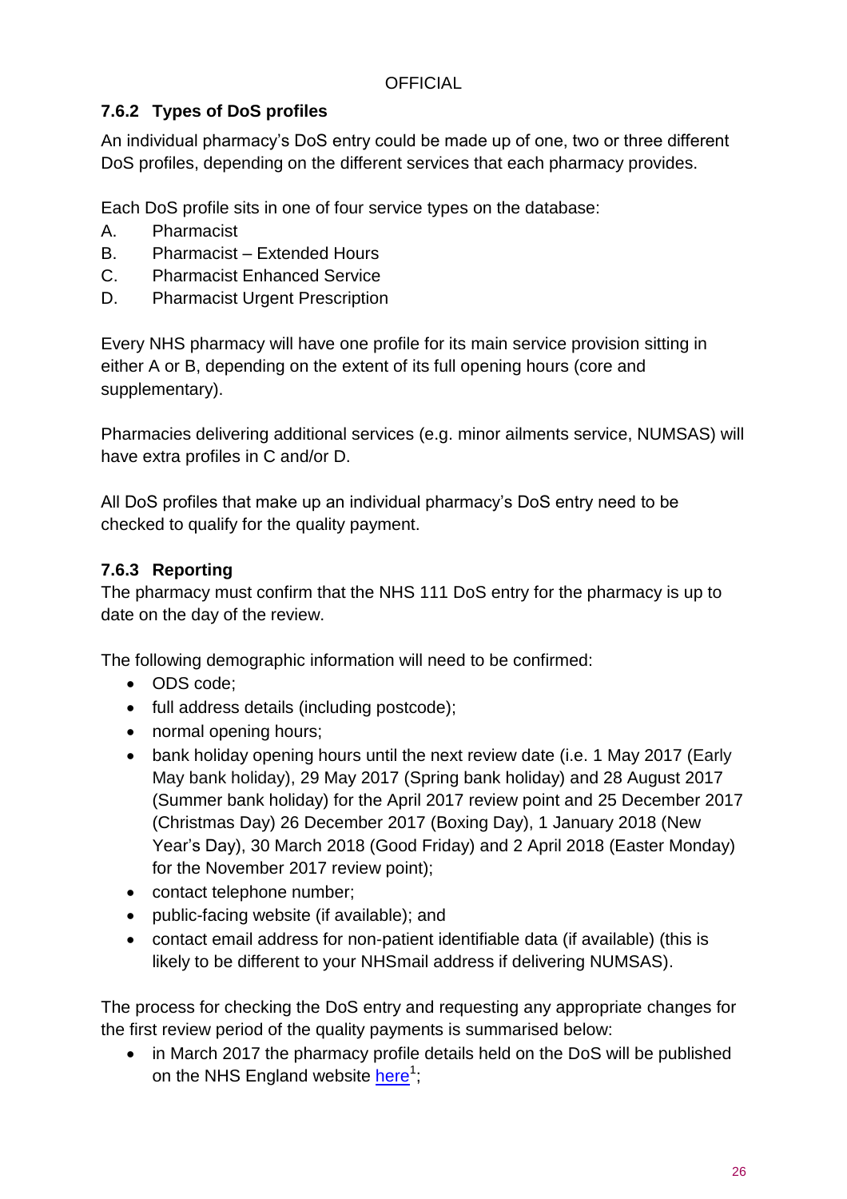### 7.6.2 Types of DoS profiles

An individual pharmacy's DoS entry could be made up of one, two or three different DoS profiles, depending on the different services that each pharmacy provides.

Each DoS profile sits in one of four service types on the database:

A. Pharmacist
B. Pharmacist – Extended Hours
C. Pharmacist Enhanced Service
D. Pharmacist Urgent Prescription

Every NHS pharmacy will have one profile for its main service provision sitting in either A or B, depending on the extent of its full opening hours (core and supplementary).

Pharmacies delivering additional services (e.g. minor ailments service, NUMSAS) will have extra profiles in C and/or D.

All DoS profiles that make up an individual pharmacy's DoS entry need to be checked to qualify for the quality payment.

### 7.6.3 Reporting

The pharmacy must confirm that the NHS 111 DoS entry for the pharmacy is up to date on the day of the review.

The following demographic information will need to be confirmed:

- ODS code;
- full address details (including postcode);
- normal opening hours;
- bank holiday opening hours until the next review date (i.e. 1 May 2017 (Early May bank holiday), 29 May 2017 (Spring bank holiday) and 28 August 2017 (Summer bank holiday) for the April 2017 review point and 25 December 2017 (Christmas Day) 26 December 2017 (Boxing Day), 1 January 2018 (New Year's Day), 30 March 2018 (Good Friday) and 2 April 2018 (Easter Monday) for the November 2017 review point);
- contact telephone number;
- public-facing website (if available); and
- contact email address for non-patient identifiable data (if available) (this is likely to be different to your NHSmail address if delivering NUMSAS).

The process for checking the DoS entry and requesting any appropriate changes for the first review period of the quality payments is summarised below:

- in March 2017 the pharmacy profile details held on the DoS will be published on the NHS England website here[1];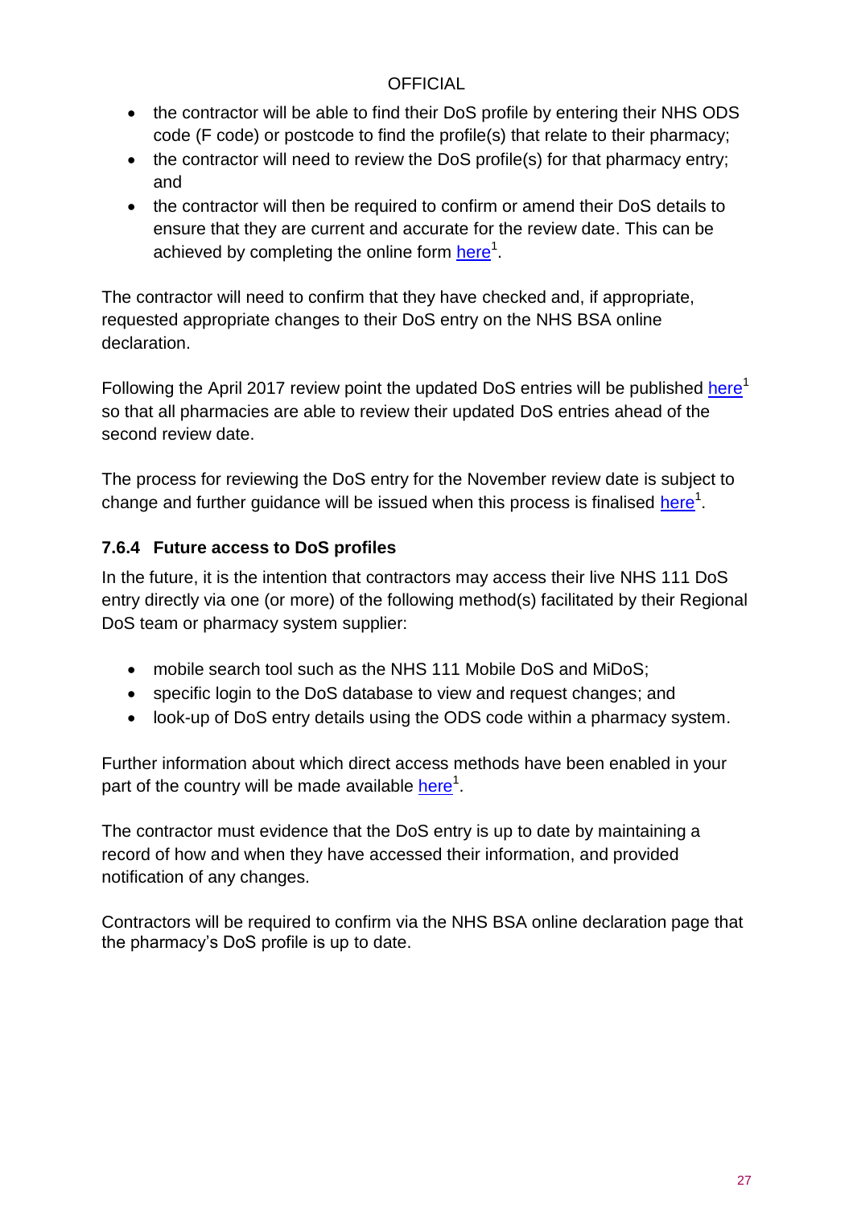- the contractor will be able to find their DoS profile by entering their NHS ODS code (F code) or postcode to find the profile(s) that relate to their pharmacy;
- the contractor will need to review the DoS profile(s) for that pharmacy entry; and
- the contractor will then be required to confirm or amend their DoS details to ensure that they are current and accurate for the review date. This can be achieved by completing the online form here[1].

The contractor will need to confirm that they have checked and, if appropriate, requested appropriate changes to their DoS entry on the NHS BSA online declaration.

Following the April 2017 review point the updated DoS entries will be published here[1] so that all pharmacies are able to review their updated DoS entries ahead of the second review date.

The process for reviewing the DoS entry for the November review date is subject to change and further guidance will be issued when this process is finalised here[1].

### 7.6.4 Future access to DoS profiles

In the future, it is the intention that contractors may access their live NHS 111 DoS entry directly via one (or more) of the following method(s) facilitated by their Regional DoS team or pharmacy system supplier:

- mobile search tool such as the NHS 111 Mobile DoS and MiDoS;
- specific login to the DoS database to view and request changes; and
- look-up of DoS entry details using the ODS code within a pharmacy system.

Further information about which direct access methods have been enabled in your part of the country will be made available here[1].

The contractor must evidence that the DoS entry is up to date by maintaining a record of how and when they have accessed their information, and provided notification of any changes.

Contractors will be required to confirm via the NHS BSA online declaration page that the pharmacy's DoS profile is up to date.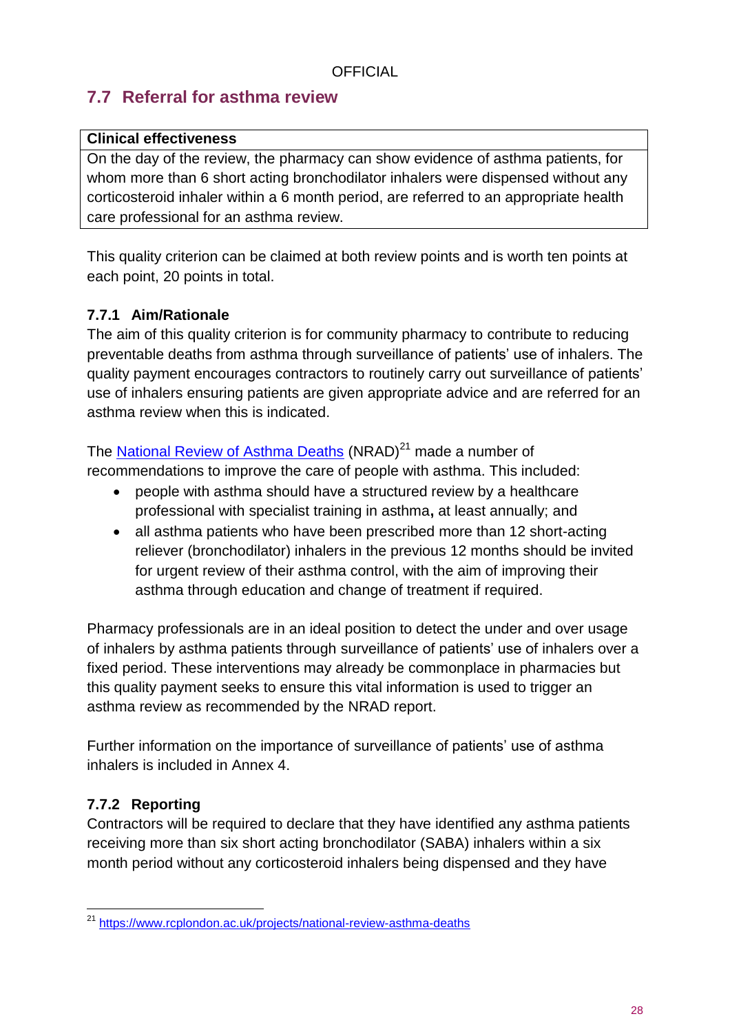## 7.7 Referral for asthma review

| Clinical effectiveness |
|---|
| On the day of the review, the pharmacy can show evidence of asthma patients, for whom more than 6 short acting bronchodilator inhalers were dispensed without any corticosteroid inhaler within a 6 month period, are referred to an appropriate health care professional for an asthma review. |

This quality criterion can be claimed at both review points and is worth ten points at each point, 20 points in total.

### 7.7.1 Aim/Rationale

The aim of this quality criterion is for community pharmacy to contribute to reducing preventable deaths from asthma through surveillance of patients' use of inhalers. The quality payment encourages contractors to routinely carry out surveillance of patients' use of inhalers ensuring patients are given appropriate advice and are referred for an asthma review when this is indicated.

The National Review of Asthma Deaths (NRAD)[21] made a number of recommendations to improve the care of people with asthma. This included:

- people with asthma should have a structured review by a healthcare professional with specialist training in asthma**,** at least annually; and
- all asthma patients who have been prescribed more than 12 short-acting reliever (bronchodilator) inhalers in the previous 12 months should be invited for urgent review of their asthma control, with the aim of improving their asthma through education and change of treatment if required.

Pharmacy professionals are in an ideal position to detect the under and over usage of inhalers by asthma patients through surveillance of patients' use of inhalers over a fixed period. These interventions may already be commonplace in pharmacies but this quality payment seeks to ensure this vital information is used to trigger an asthma review as recommended by the NRAD report.

Further information on the importance of surveillance of patients' use of asthma inhalers is included in Annex 4.

### 7.7.2 Reporting

Contractors will be required to declare that they have identified any asthma patients receiving more than six short acting bronchodilator (SABA) inhalers within a six month period without any corticosteroid inhalers being dispensed and they have

[21] https://www.rcplondon.ac.uk/projects/national-review-asthma-deaths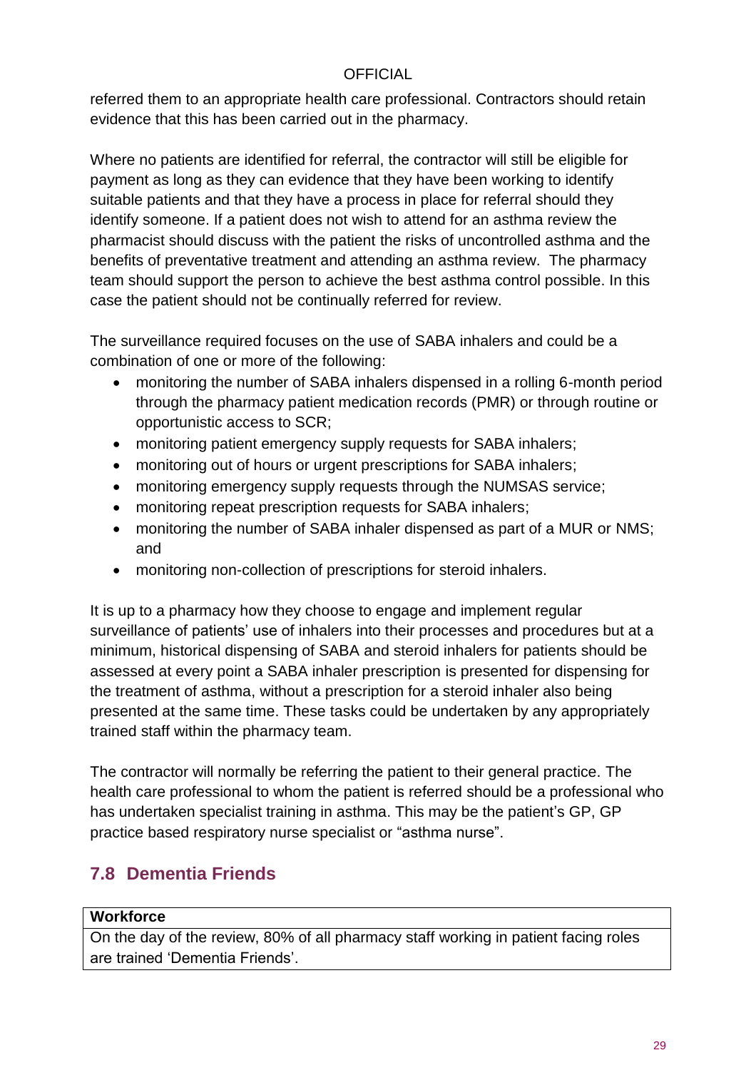referred them to an appropriate health care professional. Contractors should retain evidence that this has been carried out in the pharmacy.

Where no patients are identified for referral, the contractor will still be eligible for payment as long as they can evidence that they have been working to identify suitable patients and that they have a process in place for referral should they identify someone. If a patient does not wish to attend for an asthma review the pharmacist should discuss with the patient the risks of uncontrolled asthma and the benefits of preventative treatment and attending an asthma review. The pharmacy team should support the person to achieve the best asthma control possible. In this case the patient should not be continually referred for review.

The surveillance required focuses on the use of SABA inhalers and could be a combination of one or more of the following:

- monitoring the number of SABA inhalers dispensed in a rolling 6-month period through the pharmacy patient medication records (PMR) or through routine or opportunistic access to SCR;
- monitoring patient emergency supply requests for SABA inhalers;
- monitoring out of hours or urgent prescriptions for SABA inhalers;
- monitoring emergency supply requests through the NUMSAS service;
- monitoring repeat prescription requests for SABA inhalers;
- monitoring the number of SABA inhaler dispensed as part of a MUR or NMS; and
- monitoring non-collection of prescriptions for steroid inhalers.

It is up to a pharmacy how they choose to engage and implement regular surveillance of patients' use of inhalers into their processes and procedures but at a minimum, historical dispensing of SABA and steroid inhalers for patients should be assessed at every point a SABA inhaler prescription is presented for dispensing for the treatment of asthma, without a prescription for a steroid inhaler also being presented at the same time. These tasks could be undertaken by any appropriately trained staff within the pharmacy team.

The contractor will normally be referring the patient to their general practice. The health care professional to whom the patient is referred should be a professional who has undertaken specialist training in asthma. This may be the patient's GP, GP practice based respiratory nurse specialist or "asthma nurse".

## 7.8 Dementia Friends

| **Workforce** |
|---|
| On the day of the review, 80% of all pharmacy staff working in patient facing roles are trained 'Dementia Friends'. |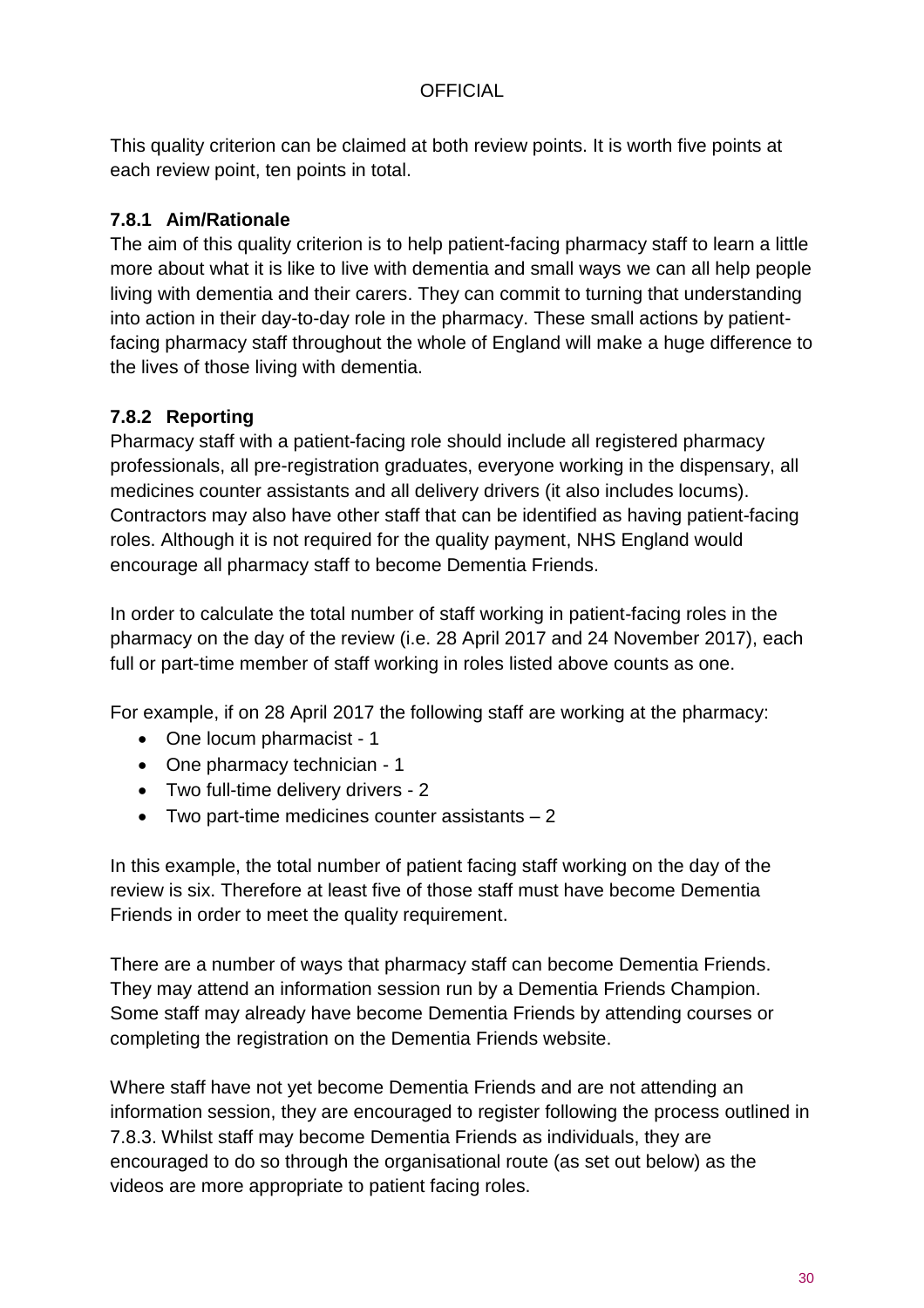This quality criterion can be claimed at both review points. It is worth five points at each review point, ten points in total.

### 7.8.1 Aim/Rationale

The aim of this quality criterion is to help patient-facing pharmacy staff to learn a little more about what it is like to live with dementia and small ways we can all help people living with dementia and their carers. They can commit to turning that understanding into action in their day-to-day role in the pharmacy. These small actions by patient-facing pharmacy staff throughout the whole of England will make a huge difference to the lives of those living with dementia.

### 7.8.2 Reporting

Pharmacy staff with a patient-facing role should include all registered pharmacy professionals, all pre-registration graduates, everyone working in the dispensary, all medicines counter assistants and all delivery drivers (it also includes locums). Contractors may also have other staff that can be identified as having patient-facing roles. Although it is not required for the quality payment, NHS England would encourage all pharmacy staff to become Dementia Friends.

In order to calculate the total number of staff working in patient-facing roles in the pharmacy on the day of the review (i.e. 28 April 2017 and 24 November 2017), each full or part-time member of staff working in roles listed above counts as one.

For example, if on 28 April 2017 the following staff are working at the pharmacy:

- One locum pharmacist - 1
- One pharmacy technician - 1
- Two full-time delivery drivers - 2
- Two part-time medicines counter assistants – 2

In this example, the total number of patient facing staff working on the day of the review is six. Therefore at least five of those staff must have become Dementia Friends in order to meet the quality requirement.

There are a number of ways that pharmacy staff can become Dementia Friends. They may attend an information session run by a Dementia Friends Champion. Some staff may already have become Dementia Friends by attending courses or completing the registration on the Dementia Friends website.

Where staff have not yet become Dementia Friends and are not attending an information session, they are encouraged to register following the process outlined in 7.8.3. Whilst staff may become Dementia Friends as individuals, they are encouraged to do so through the organisational route (as set out below) as the videos are more appropriate to patient facing roles.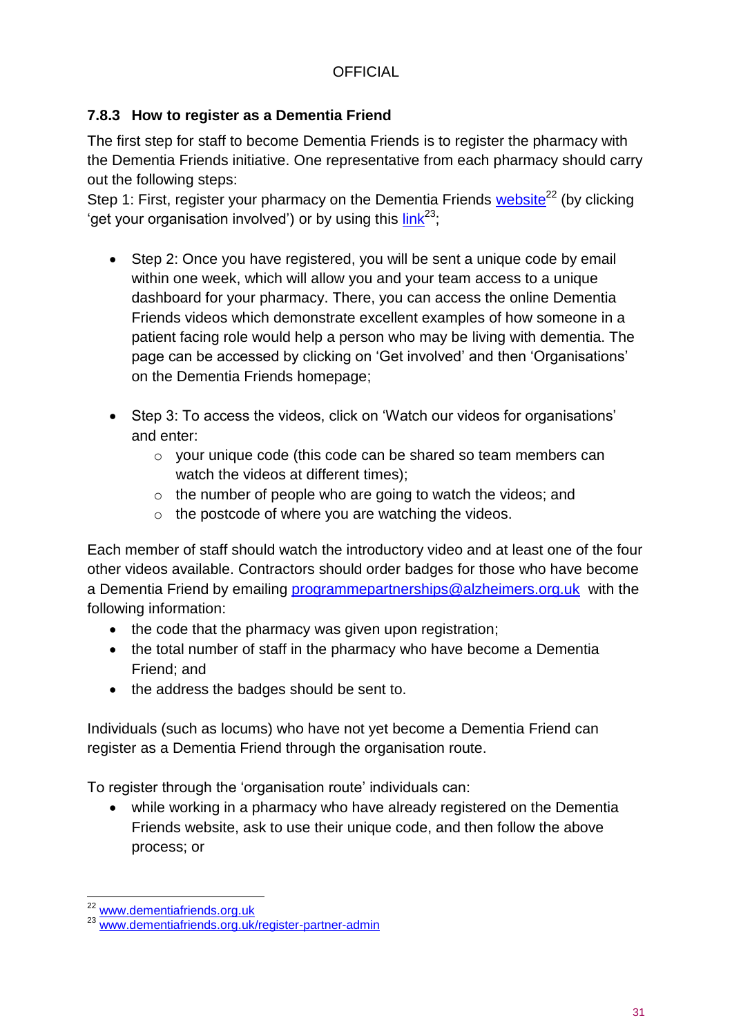### 7.8.3 How to register as a Dementia Friend

The first step for staff to become Dementia Friends is to register the pharmacy with the Dementia Friends initiative. One representative from each pharmacy should carry out the following steps:

Step 1: First, register your pharmacy on the Dementia Friends website[22] (by clicking 'get your organisation involved') or by using this link[23];

- Step 2: Once you have registered, you will be sent a unique code by email within one week, which will allow you and your team access to a unique dashboard for your pharmacy. There, you can access the online Dementia Friends videos which demonstrate excellent examples of how someone in a patient facing role would help a person who may be living with dementia. The page can be accessed by clicking on 'Get involved' and then 'Organisations' on the Dementia Friends homepage;

- Step 3: To access the videos, click on 'Watch our videos for organisations' and enter:
    - your unique code (this code can be shared so team members can watch the videos at different times);
    - the number of people who are going to watch the videos; and
    - the postcode of where you are watching the videos.

Each member of staff should watch the introductory video and at least one of the four other videos available. Contractors should order badges for those who have become a Dementia Friend by emailing programmepartnerships@alzheimers.org.uk with the following information:

- the code that the pharmacy was given upon registration;
- the total number of staff in the pharmacy who have become a Dementia Friend; and
- the address the badges should be sent to.

Individuals (such as locums) who have not yet become a Dementia Friend can register as a Dementia Friend through the organisation route.

To register through the 'organisation route' individuals can:

- while working in a pharmacy who have already registered on the Dementia Friends website, ask to use their unique code, and then follow the above process; or

---

[22] www.dementiafriends.org.uk

[23] www.dementiafriends.org.uk/register-partner-admin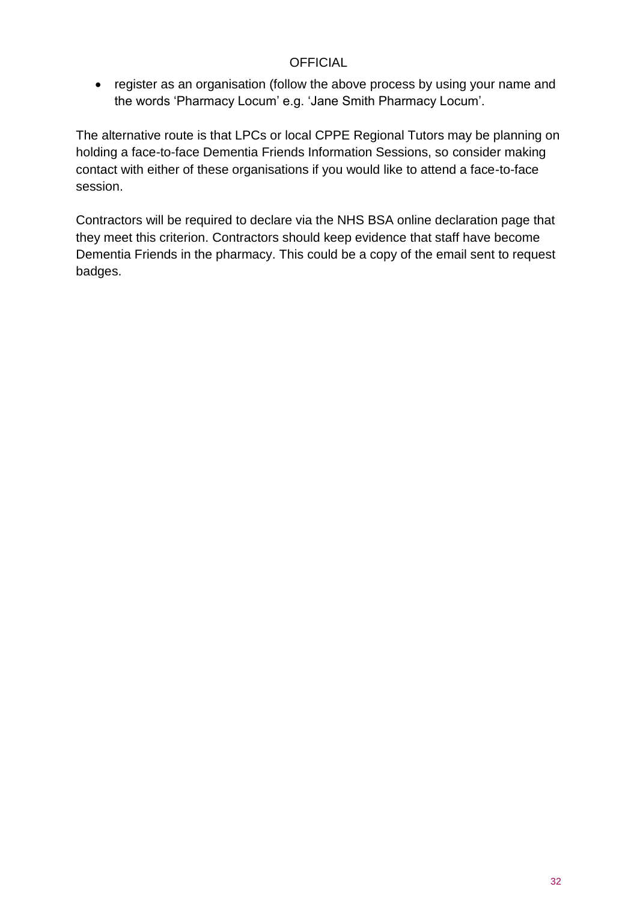- register as an organisation (follow the above process by using your name and the words 'Pharmacy Locum' e.g. 'Jane Smith Pharmacy Locum'.

The alternative route is that LPCs or local CPPE Regional Tutors may be planning on holding a face-to-face Dementia Friends Information Sessions, so consider making contact with either of these organisations if you would like to attend a face-to-face session.

Contractors will be required to declare via the NHS BSA online declaration page that they meet this criterion. Contractors should keep evidence that staff have become Dementia Friends in the pharmacy. This could be a copy of the email sent to request badges.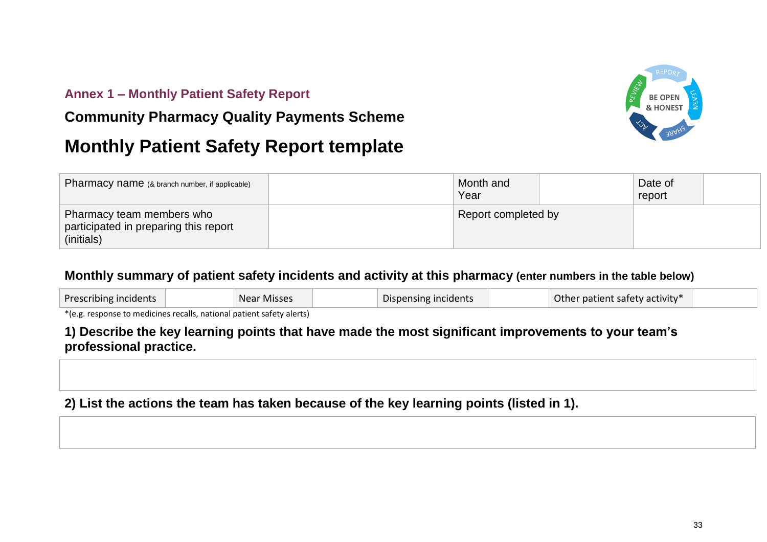**Annex 1 – Monthly Patient Safety Report**

**Community Pharmacy Quality Payments Scheme**

# Monthly Patient Safety Report template

| Pharmacy name (& branch number, if applicable) | | Month and Year | | Date of report | |
|---|---|---|---|---|---|
| Pharmacy team members who participated in preparing this report (initials) | | Report completed by | | | |

## Monthly summary of patient safety incidents and activity at this pharmacy (enter numbers in the table below)

| Prescribing incidents | | Near Misses | | Dispensing incidents | | Other patient safety activity* | |
|---|---|---|---|---|---|---|---|

*(e.g. response to medicines recalls, national patient safety alerts)

## 1) Describe the key learning points that have made the most significant improvements to your team's professional practice.

| |
|---|
| |

## 2) List the actions the team has taken because of the key learning points (listed in 1).

| |
|---|
| |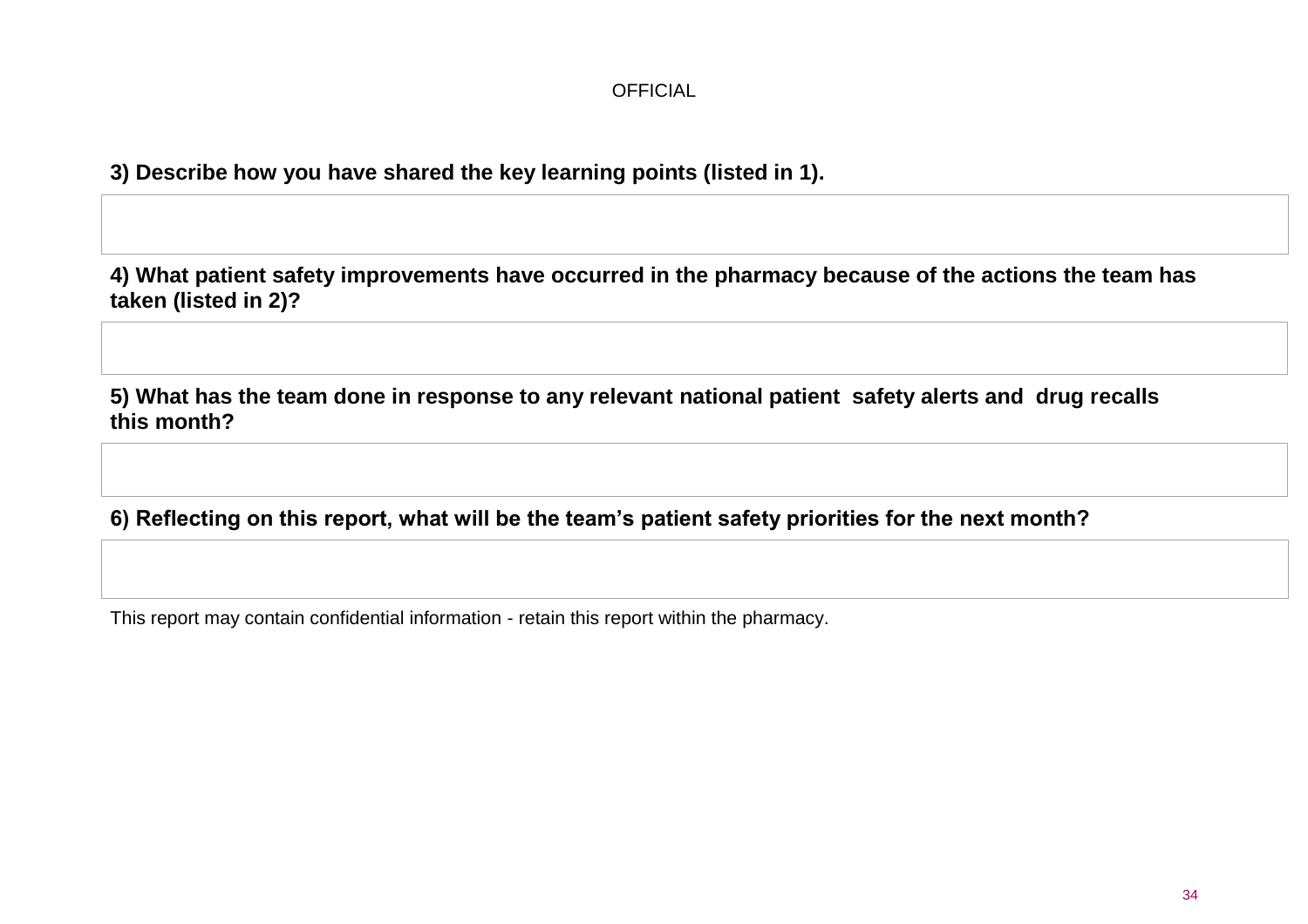**3) Describe how you have shared the key learning points (listed in 1).**

| |
|---|
| |

**4) What patient safety improvements have occurred in the pharmacy because of the actions the team has taken (listed in 2)?**

| |
|---|
| |

**5) What has the team done in response to any relevant national patient safety alerts and drug recalls this month?**

| |
|---|
| |

**6) Reflecting on this report, what will be the team's patient safety priorities for the next month?**

| |
|---|
| |

This report may contain confidential information - retain this report within the pharmacy.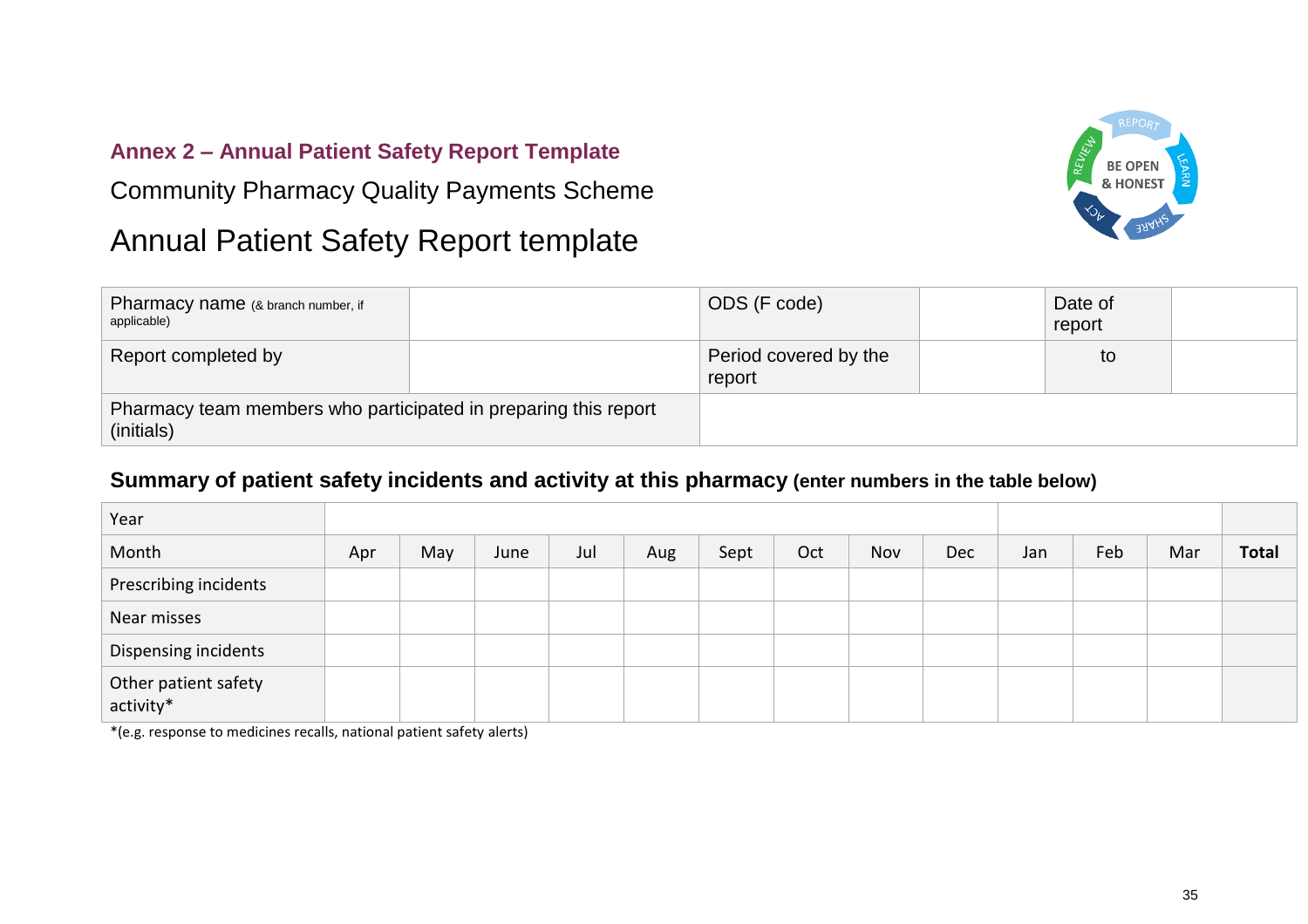## Annex 2 – Annual Patient Safety Report Template

Community Pharmacy Quality Payments Scheme

# Annual Patient Safety Report template

| Pharmacy name (& branch number, if applicable) | | ODS (F code) | | Date of report | |
|---|---|---|---|---|---|
| Report completed by | | Period covered by the report | | to | |
| Pharmacy team members who participated in preparing this report (initials) | | | | | |

### Summary of patient safety incidents and activity at this pharmacy (enter numbers in the table below)

| Year | | | | | | | | | | | | | |
|---|---|---|---|---|---|---|---|---|---|---|---|---|---|
| Month | Apr | May | June | Jul | Aug | Sept | Oct | Nov | Dec | Jan | Feb | Mar | **Total** |
| Prescribing incidents | | | | | | | | | | | | | |
| Near misses | | | | | | | | | | | | | |
| Dispensing incidents | | | | | | | | | | | | | |
| Other patient safety activity* | | | | | | | | | | | | | |

*(e.g. response to medicines recalls, national patient safety alerts)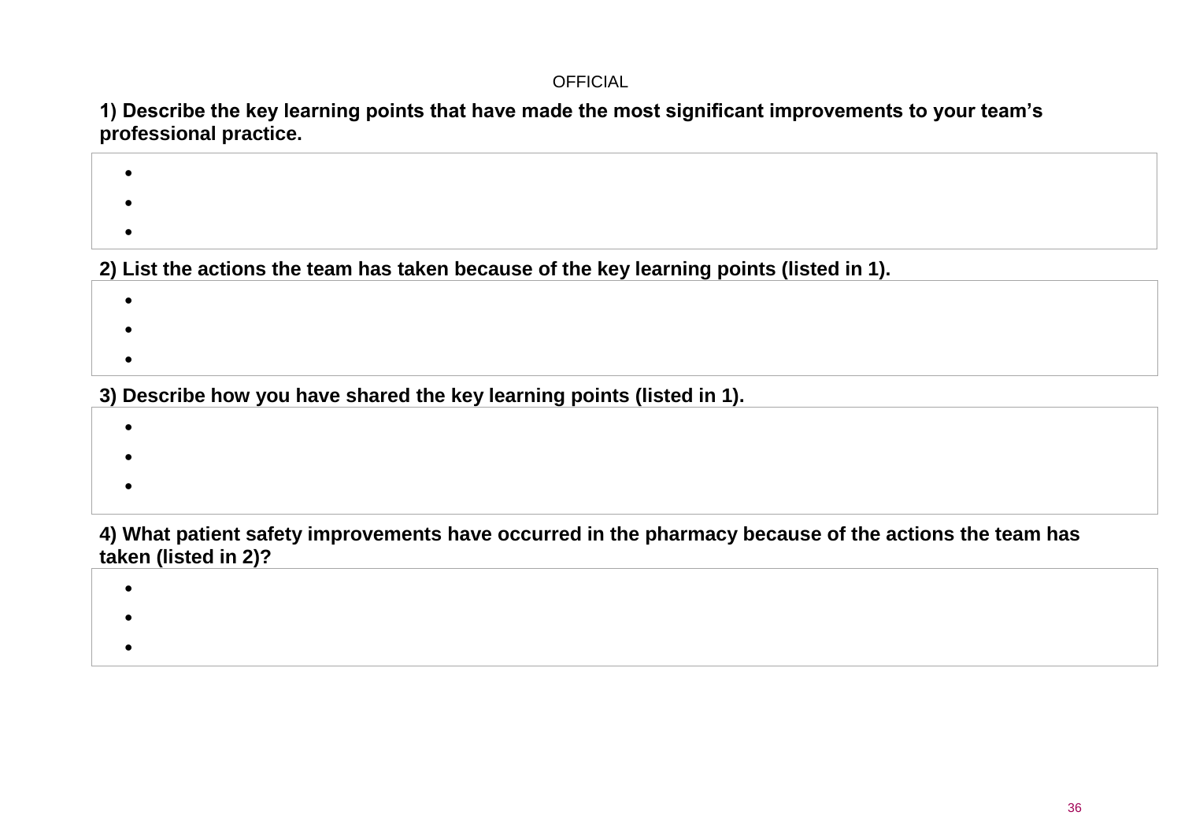OFFICIAL

**1) Describe the key learning points that have made the most significant improvements to your team's professional practice.**

| |
|---|
| • <br> • <br> • |

**2) List the actions the team has taken because of the key learning points (listed in 1).**

| |
|---|
| • <br> • <br> • |

**3) Describe how you have shared the key learning points (listed in 1).**

| |
|---|
| • <br> • <br> • |

**4) What patient safety improvements have occurred in the pharmacy because of the actions the team has taken (listed in 2)?**

| |
|---|
| • <br> • <br> • |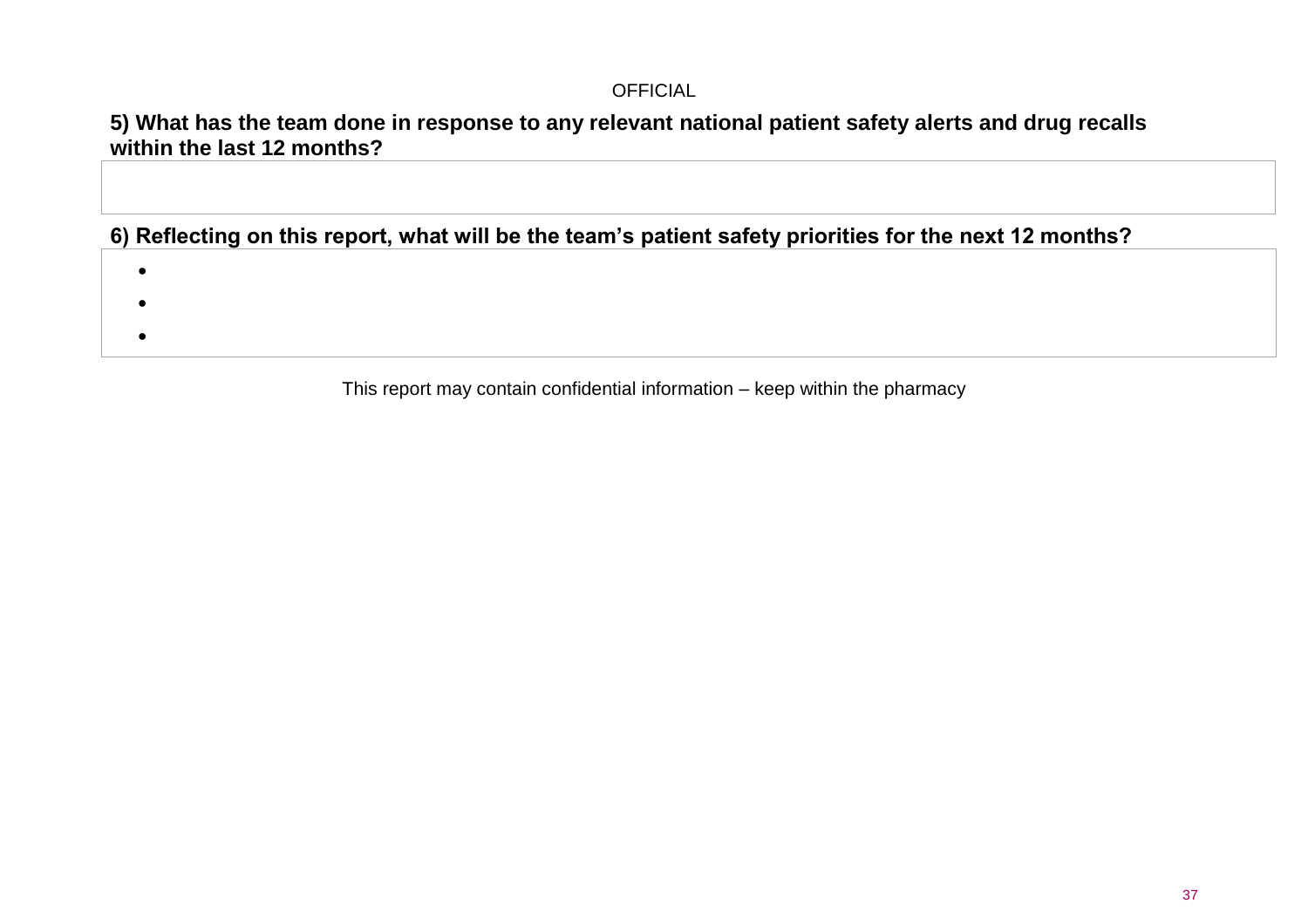**5) What has the team done in response to any relevant national patient safety alerts and drug recalls within the last 12 months?**

| |
|---|
| |

**6) Reflecting on this report, what will be the team's patient safety priorities for the next 12 months?**

- 
- 
- 

This report may contain confidential information – keep within the pharmacy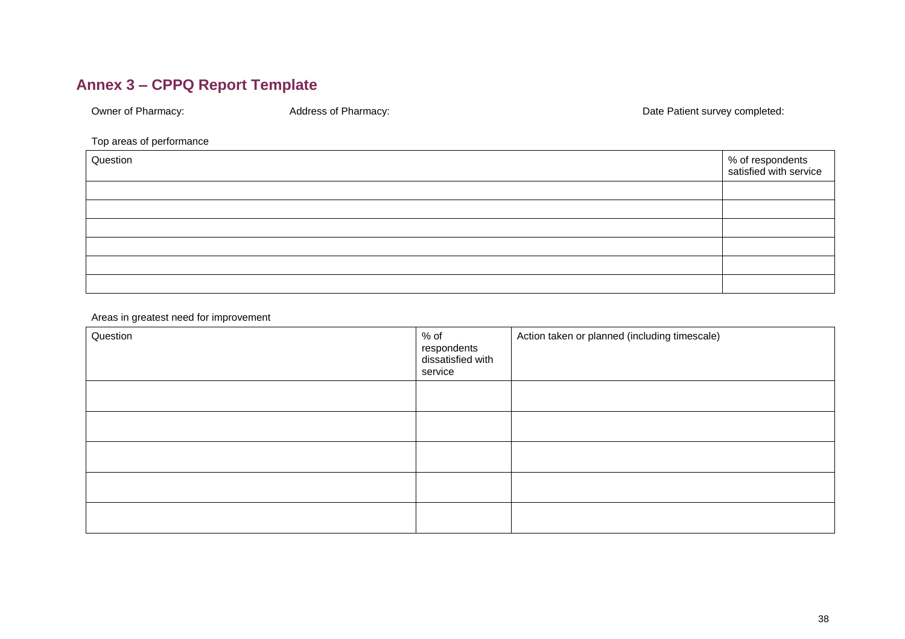## Annex 3 – CPPQ Report Template

Owner of Pharmacy: Address of Pharmacy: Date Patient survey completed:

Top areas of performance

| Question | % of respondents satisfied with service |
|---|---|
| | |
| | |
| | |
| | |
| | |
| | |

Areas in greatest need for improvement

| Question | % of respondents dissatisfied with service | Action taken or planned (including timescale) |
|---|---|---|
| | | |
| | | |
| | | |
| | | |
| | | |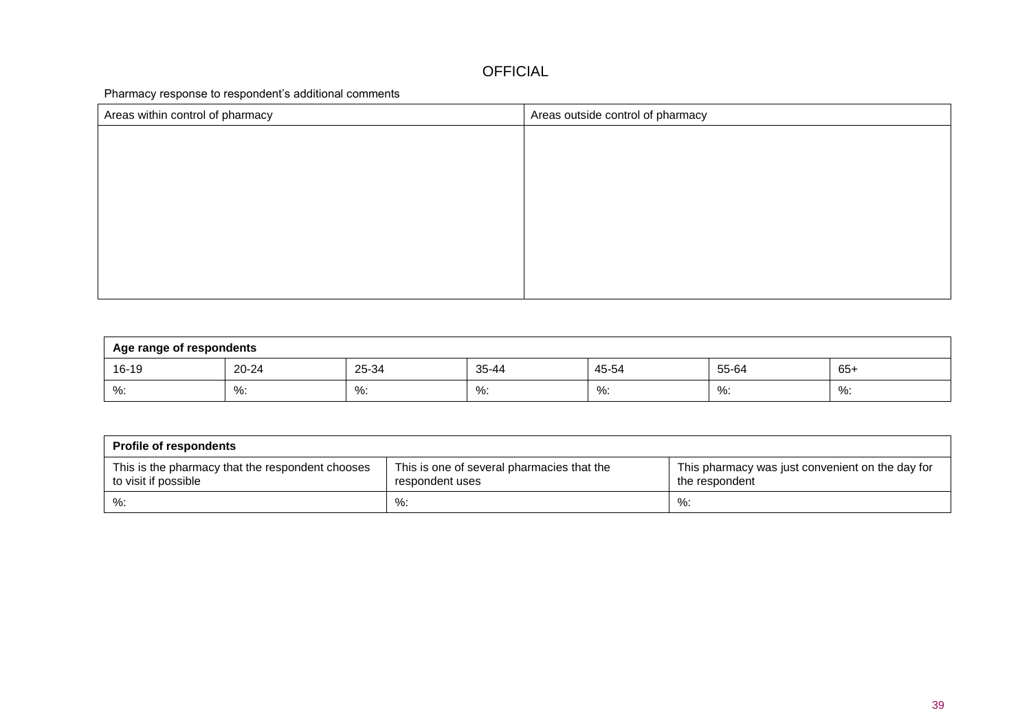Pharmacy response to respondent's additional comments

| Areas within control of pharmacy | Areas outside control of pharmacy |
| --- | --- |
| | |

| Age range of respondents | | | | | | |
| --- | --- | --- | --- | --- | --- | --- |
| 16-19 | 20-24 | 25-34 | 35-44 | 45-54 | 55-64 | 65+ |
| %: | %: | %: | %: | %: | %: | %: |

| Profile of respondents | | |
| --- | --- | --- |
| This is the pharmacy that the respondent chooses to visit if possible | This is one of several pharmacies that the respondent uses | This pharmacy was just convenient on the day for the respondent |
| %: | %: | %: |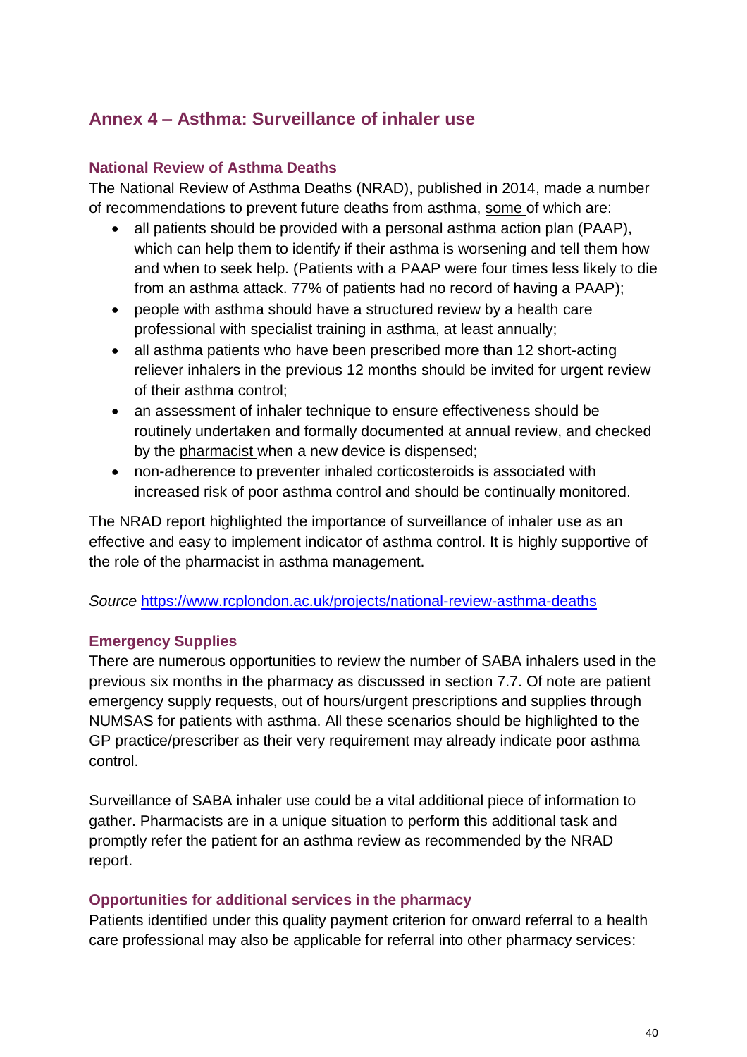## Annex 4 – Asthma: Surveillance of inhaler use

### National Review of Asthma Deaths

The National Review of Asthma Deaths (NRAD), published in 2014, made a number of recommendations to prevent future deaths from asthma, some of which are:

- all patients should be provided with a personal asthma action plan (PAAP), which can help them to identify if their asthma is worsening and tell them how and when to seek help. (Patients with a PAAP were four times less likely to die from an asthma attack. 77% of patients had no record of having a PAAP);
- people with asthma should have a structured review by a health care professional with specialist training in asthma, at least annually;
- all asthma patients who have been prescribed more than 12 short-acting reliever inhalers in the previous 12 months should be invited for urgent review of their asthma control;
- an assessment of inhaler technique to ensure effectiveness should be routinely undertaken and formally documented at annual review, and checked by the pharmacist when a new device is dispensed;
- non-adherence to preventer inhaled corticosteroids is associated with increased risk of poor asthma control and should be continually monitored.

The NRAD report highlighted the importance of surveillance of inhaler use as an effective and easy to implement indicator of asthma control. It is highly supportive of the role of the pharmacist in asthma management.

*Source* https://www.rcplondon.ac.uk/projects/national-review-asthma-deaths

### Emergency Supplies

There are numerous opportunities to review the number of SABA inhalers used in the previous six months in the pharmacy as discussed in section 7.7. Of note are patient emergency supply requests, out of hours/urgent prescriptions and supplies through NUMSAS for patients with asthma. All these scenarios should be highlighted to the GP practice/prescriber as their very requirement may already indicate poor asthma control.

Surveillance of SABA inhaler use could be a vital additional piece of information to gather. Pharmacists are in a unique situation to perform this additional task and promptly refer the patient for an asthma review as recommended by the NRAD report.

### Opportunities for additional services in the pharmacy

Patients identified under this quality payment criterion for onward referral to a health care professional may also be applicable for referral into other pharmacy services: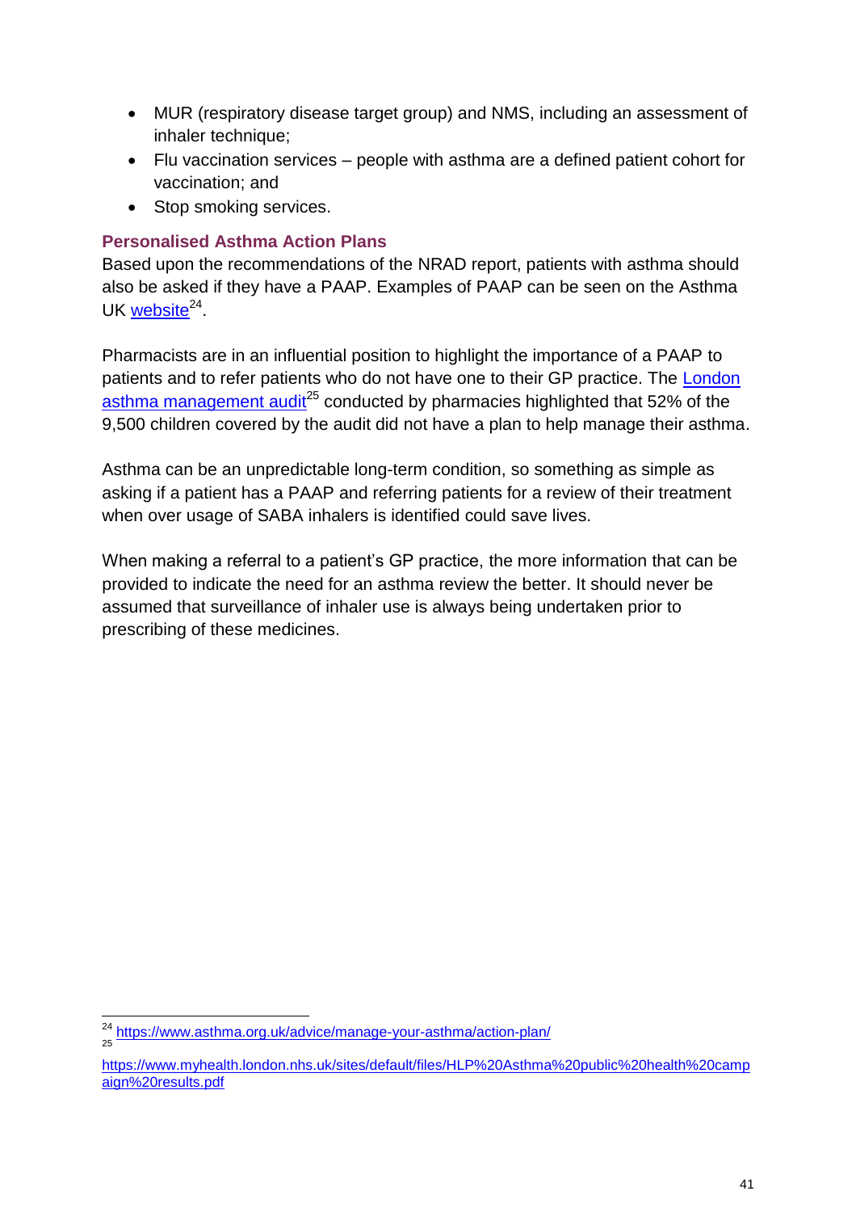- MUR (respiratory disease target group) and NMS, including an assessment of inhaler technique;
- Flu vaccination services – people with asthma are a defined patient cohort for vaccination; and
- Stop smoking services.

### Personalised Asthma Action Plans

Based upon the recommendations of the NRAD report, patients with asthma should also be asked if they have a PAAP. Examples of PAAP can be seen on the Asthma UK website[24].

Pharmacists are in an influential position to highlight the importance of a PAAP to patients and to refer patients who do not have one to their GP practice. The London asthma management audit[25] conducted by pharmacies highlighted that 52% of the 9,500 children covered by the audit did not have a plan to help manage their asthma.

Asthma can be an unpredictable long-term condition, so something as simple as asking if a patient has a PAAP and referring patients for a review of their treatment when over usage of SABA inhalers is identified could save lives.

When making a referral to a patient's GP practice, the more information that can be provided to indicate the need for an asthma review the better. It should never be assumed that surveillance of inhaler use is always being undertaken prior to prescribing of these medicines.

---

[24] https://www.asthma.org.uk/advice/manage-your-asthma/action-plan/

[25] https://www.myhealth.london.nhs.uk/sites/default/files/HLP%20Asthma%20public%20health%20campaign%20results.pdf